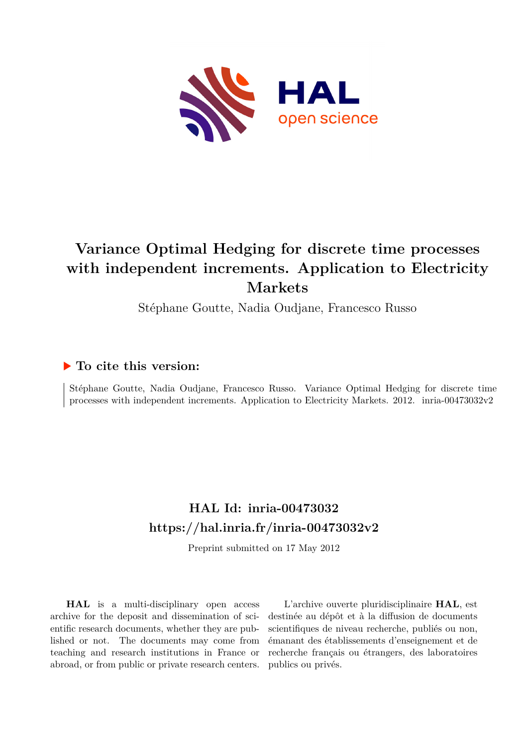# Variance Optimal Hedging for discrete time processes with independent increments. Application to Electricity Markets

Stéphane Goutte, Nadia Oudjane, Francesco Russo

## ▶ To cite this version:

Stéphane Goutte, Nadia Oudjane, Francesco Russo. Variance Optimal Hedging for discrete time processes with independent increments. Application to Electricity Markets. 2012. inria-00473032v2

## HAL Id: inria-00473032

## https://hal.inria.fr/inria-00473032v2

Preprint submitted on 17 May 2012

**HAL** is a multi-disciplinary open access archive for the deposit and dissemination of scientific research documents, whether they are published or not. The documents may come from teaching and research institutions in France or abroad, or from public or private research centers.

L'archive ouverte pluridisciplinaire **HAL**, est destinée au dépôt et à la diffusion de documents scientifiques de niveau recherche, publiés ou non, émanant des établissements d'enseignement et de recherche français ou étrangers, des laboratoires publics ou privés.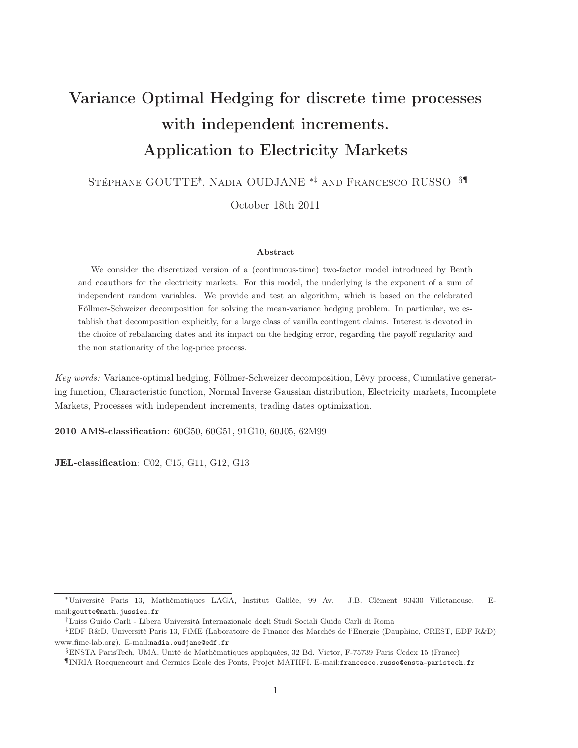# Variance Optimal Hedging for discrete time processes with independent increments. Application to Electricity Markets

Stéphane GOUTTE[‡], Nadia OUDJANE [*‡] and Francesco RUSSO [§¶]

October 18th 2011

### Abstract

We consider the discretized version of a (continuous-time) two-factor model introduced by Benth and coauthors for the electricity markets. For this model, the underlying is the exponent of a sum of independent random variables. We provide and test an algorithm, which is based on the celebrated Föllmer-Schweizer decomposition for solving the mean-variance hedging problem. In particular, we establish that decomposition explicitly, for a large class of vanilla contingent claims. Interest is devoted in the choice of rebalancing dates and its impact on the hedging error, regarding the payoff regularity and the non stationarity of the log-price process.

*Key words:* Variance-optimal hedging, Föllmer-Schweizer decomposition, Lévy process, Cumulative generating function, Characteristic function, Normal Inverse Gaussian distribution, Electricity markets, Incomplete Markets, Processes with independent increments, trading dates optimization.

**2010 AMS-classification**: 60G50, 60G51, 91G10, 60J05, 62M99

**JEL-classification**: C02, C15, G11, G12, G13

---

[*] Université Paris 13, Mathématiques LAGA, Institut Galilée, 99 Av. J.B. Clément 93430 Villetaneuse. E-mail:goutte@math.jussieu.fr

[†] Luiss Guido Carli - Libera Università Internazionale degli Studi Sociali Guido Carli di Roma

[‡] EDF R&D, Université Paris 13, FiME (Laboratoire de Finance des Marchés de l'Energie (Dauphine, CREST, EDF R&D) www.fime-lab.org). E-mail:nadia.oudjane@edf.fr

[§] ENSTA ParisTech, UMA, Unité de Mathématiques appliquées, 32 Bd. Victor, F-75739 Paris Cedex 15 (France)

[¶] INRIA Rocquencourt and Cermics Ecole des Ponts, Projet MATHFI. E-mail:francesco.russo@ensta-paristech.fr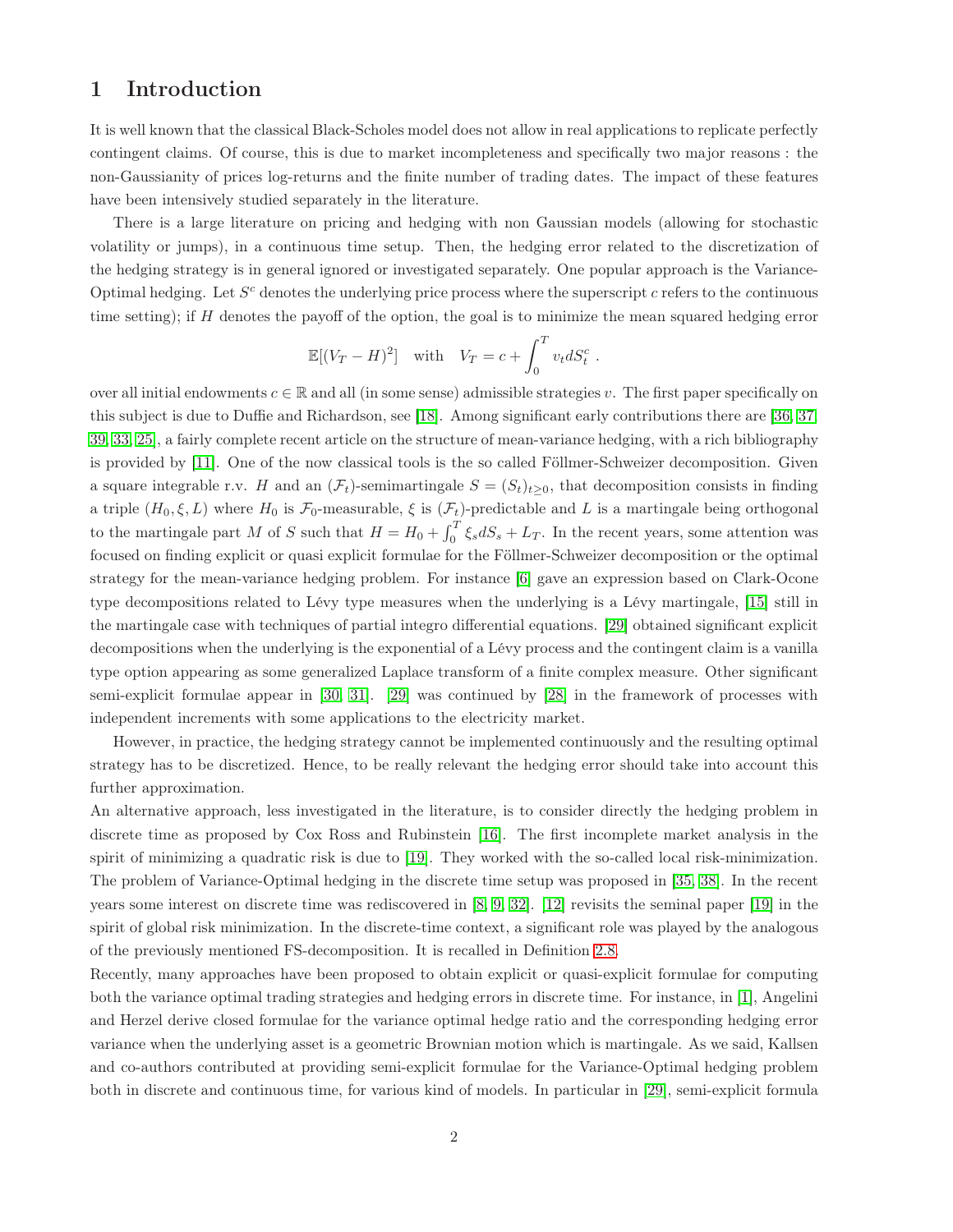# 1 Introduction

It is well known that the classical Black-Scholes model does not allow in real applications to replicate perfectly contingent claims. Of course, this is due to market incompleteness and specifically two major reasons : the non-Gaussianity of prices log-returns and the finite number of trading dates. The impact of these features have been intensively studied separately in the literature.

There is a large literature on pricing and hedging with non Gaussian models (allowing for stochastic volatility or jumps), in a continuous time setup. Then, the hedging error related to the discretization of the hedging strategy is in general ignored or investigated separately. One popular approach is the Variance-Optimal hedging. Let $S^c$ denotes the underlying price process where the superscript $c$ refers to the $c$ontinuous time setting); if $H$ denotes the payoff of the option, the goal is to minimize the mean squared hedging error

$$\mathbb{E}[(V_T - H)^2] \quad \text{with} \quad V_T = c + \int_0^T v_t dS_t^c \ .$$

over all initial endowments $c \in \mathbb{R}$ and all (in some sense) admissible strategies $v$. The first paper specifically on this subject is due to Duffie and Richardson, see [18]. Among significant early contributions there are [36, 37, 39, 33, 25], a fairly complete recent article on the structure of mean-variance hedging, with a rich bibliography is provided by [11]. One of the now classical tools is the so called Föllmer-Schweizer decomposition. Given a square integrable r.v. $H$ and an $(\mathcal{F}_t)$-semimartingale $S = (S_t)_{t \geq 0}$, that decomposition consists in finding a triple $(H_0, \xi, L)$ where $H_0$ is $\mathcal{F}_0$-measurable, $\xi$ is $(\mathcal{F}_t)$-predictable and $L$ is a martingale being orthogonal to the martingale part $M$ of $S$ such that $H = H_0 + \int_0^T \xi_s dS_s + L_T$. In the recent years, some attention was focused on finding explicit or quasi explicit formulae for the Föllmer-Schweizer decomposition or the optimal strategy for the mean-variance hedging problem. For instance [6] gave an expression based on Clark-Ocone type decompositions related to Lévy type measures when the underlying is a Lévy martingale, [15] still in the martingale case with techniques of partial integro differential equations. [29] obtained significant explicit decompositions when the underlying is the exponential of a Lévy process and the contingent claim is a vanilla type option appearing as some generalized Laplace transform of a finite complex measure. Other significant semi-explicit formulae appear in [30, 31]. [29] was continued by [28] in the framework of processes with independent increments with some applications to the electricity market.

However, in practice, the hedging strategy cannot be implemented continuously and the resulting optimal strategy has to be discretized. Hence, to be really relevant the hedging error should take into account this further approximation.

An alternative approach, less investigated in the literature, is to consider directly the hedging problem in discrete time as proposed by Cox Ross and Rubinstein [16]. The first incomplete market analysis in the spirit of minimizing a quadratic risk is due to [19]. They worked with the so-called local risk-minimization. The problem of Variance-Optimal hedging in the discrete time setup was proposed in [35, 38]. In the recent years some interest on discrete time was rediscovered in [8, 9, 32]. [12] revisits the seminal paper [19] in the spirit of global risk minimization. In the discrete-time context, a significant role was played by the analogous of the previously mentioned FS-decomposition. It is recalled in Definition 2.8.

Recently, many approaches have been proposed to obtain explicit or quasi-explicit formulae for computing both the variance optimal trading strategies and hedging errors in discrete time. For instance, in [1], Angelini and Herzel derive closed formulae for the variance optimal hedge ratio and the corresponding hedging error variance when the underlying asset is a geometric Brownian motion which is martingale. As we said, Kallsen and co-authors contributed at providing semi-explicit formulae for the Variance-Optimal hedging problem both in discrete and continuous time, for various kind of models. In particular in [29], semi-explicit formula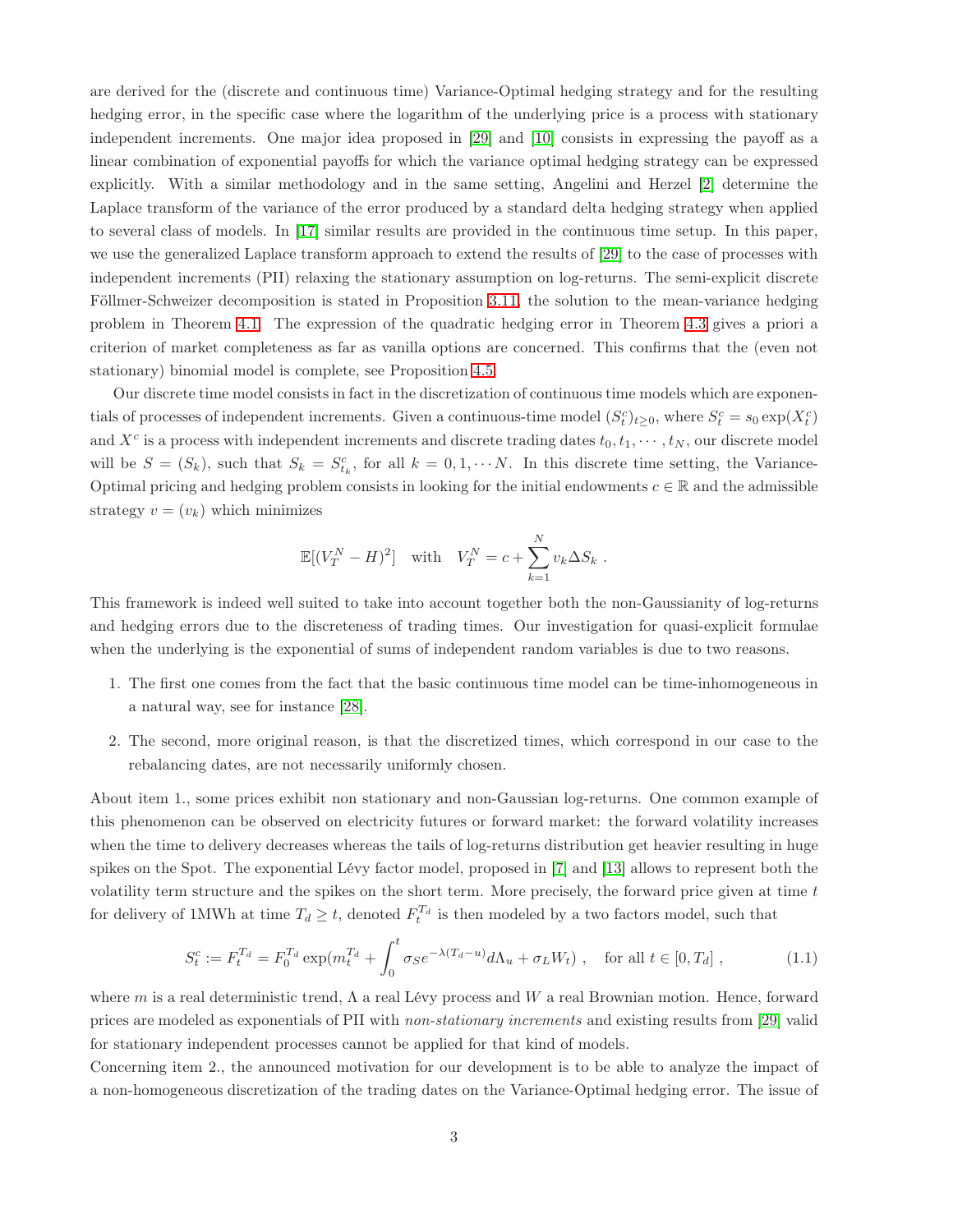are derived for the (discrete and continuous time) Variance-Optimal hedging strategy and for the resulting hedging error, in the specific case where the logarithm of the underlying price is a process with stationary independent increments. One major idea proposed in [29] and [10] consists in expressing the payoff as a linear combination of exponential payoffs for which the variance optimal hedging strategy can be expressed explicitly. With a similar methodology and in the same setting, Angelini and Herzel [2] determine the Laplace transform of the variance of the error produced by a standard delta hedging strategy when applied to several class of models. In [17] similar results are provided in the continuous time setup. In this paper, we use the generalized Laplace transform approach to extend the results of [29] to the case of processes with independent increments (PII) relaxing the stationary assumption on log-returns. The semi-explicit discrete Föllmer-Schweizer decomposition is stated in Proposition 3.11, the solution to the mean-variance hedging problem in Theorem 4.1. The expression of the quadratic hedging error in Theorem 4.3 gives a priori a criterion of market completeness as far as vanilla options are concerned. This confirms that the (even not stationary) binomial model is complete, see Proposition 4.5.

Our discrete time model consists in fact in the discretization of continuous time models which are exponentials of processes of independent increments. Given a continuous-time model $(S^c_t)_{t\geq 0}$, where $S^c_t = s_0 \exp(X^c_t)$ and $X^c$ is a process with independent increments and discrete trading dates $t_0, t_1, \cdots, t_N$, our discrete model will be $S = (S_k)$, such that $S_k = S^c_{t_k}$, for all $k = 0, 1, \cdots N$. In this discrete time setting, the Variance-Optimal pricing and hedging problem consists in looking for the initial endowments $c \in \mathbb{R}$ and the admissible strategy $v = (v_k)$ which minimizes

$$\mathbb{E}[(V^N_T - H)^2] \quad \text{with} \quad V^N_T = c + \sum_{k=1}^{N} v_k \Delta S_k \ .$$

This framework is indeed well suited to take into account together both the non-Gaussianity of log-returns and hedging errors due to the discreteness of trading times. Our investigation for quasi-explicit formulae when the underlying is the exponential of sums of independent random variables is due to two reasons.

1. The first one comes from the fact that the basic continuous time model can be time-inhomogeneous in a natural way, see for instance [28].
2. The second, more original reason, is that the discretized times, which correspond in our case to the rebalancing dates, are not necessarily uniformly chosen.

About item 1., some prices exhibit non stationary and non-Gaussian log-returns. One common example of this phenomenon can be observed on electricity futures or forward market: the forward volatility increases when the time to delivery decreases whereas the tails of log-returns distribution get heavier resulting in huge spikes on the Spot. The exponential Lévy factor model, proposed in [7] and [13] allows to represent both the volatility term structure and the spikes on the short term. More precisely, the forward price given at time $t$ for delivery of 1MWh at time $T_d \geq t$, denoted $F^{T_d}_t$ is then modeled by a two factors model, such that

$$S^c_t := F^{T_d}_t = F^{T_d}_0 \exp(m^{T_d}_t + \int_0^t \sigma_S e^{-\lambda(T_d - u)} d\Lambda_u + \sigma_L W_t) \ , \quad \text{for all } t \in [0, T_d] \ , \tag{1.1}$$

where $m$ is a real deterministic trend, $\Lambda$ a real Lévy process and $W$ a real Brownian motion. Hence, forward prices are modeled as exponentials of PII with *non-stationary increments* and existing results from [29] valid for stationary independent processes cannot be applied for that kind of models.

Concerning item 2., the announced motivation for our development is to be able to analyze the impact of a non-homogeneous discretization of the trading dates on the Variance-Optimal hedging error. The issue of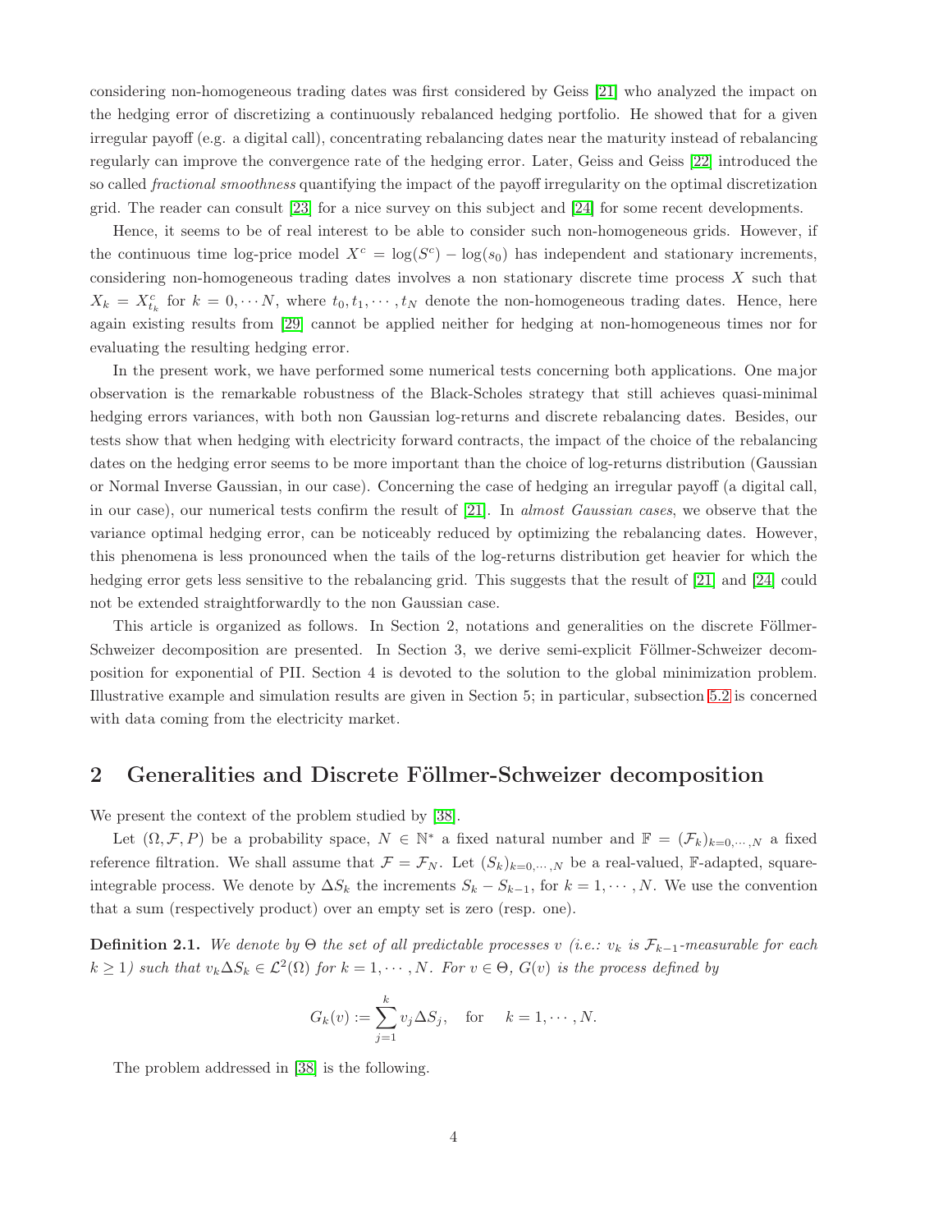considering non-homogeneous trading dates was first considered by Geiss [21] who analyzed the impact on the hedging error of discretizing a continuously rebalanced hedging portfolio. He showed that for a given irregular payoff (e.g. a digital call), concentrating rebalancing dates near the maturity instead of rebalancing regularly can improve the convergence rate of the hedging error. Later, Geiss and Geiss [22] introduced the so called *fractional smoothness* quantifying the impact of the payoff irregularity on the optimal discretization grid. The reader can consult [23] for a nice survey on this subject and [24] for some recent developments.

Hence, it seems to be of real interest to be able to consider such non-homogeneous grids. However, if the continuous time log-price model $X^c = \log(S^c) - \log(s_0)$ has independent and stationary increments, considering non-homogeneous trading dates involves a non stationary discrete time process $X$ such that $X_k = X^c_{t_k}$ for $k = 0, \cdots N$, where $t_0, t_1, \cdots, t_N$ denote the non-homogeneous trading dates. Hence, here again existing results from [29] cannot be applied neither for hedging at non-homogeneous times nor for evaluating the resulting hedging error.

In the present work, we have performed some numerical tests concerning both applications. One major observation is the remarkable robustness of the Black-Scholes strategy that still achieves quasi-minimal hedging errors variances, with both non Gaussian log-returns and discrete rebalancing dates. Besides, our tests show that when hedging with electricity forward contracts, the impact of the choice of the rebalancing dates on the hedging error seems to be more important than the choice of log-returns distribution (Gaussian or Normal Inverse Gaussian, in our case). Concerning the case of hedging an irregular payoff (a digital call, in our case), our numerical tests confirm the result of [21]. In *almost Gaussian cases*, we observe that the variance optimal hedging error, can be noticeably reduced by optimizing the rebalancing dates. However, this phenomena is less pronounced when the tails of the log-returns distribution get heavier for which the hedging error gets less sensitive to the rebalancing grid. This suggests that the result of [21] and [24] could not be extended straightforwardly to the non Gaussian case.

This article is organized as follows. In Section 2, notations and generalities on the discrete Föllmer-Schweizer decomposition are presented. In Section 3, we derive semi-explicit Föllmer-Schweizer decomposition for exponential of PII. Section 4 is devoted to the solution to the global minimization problem. Illustrative example and simulation results are given in Section 5; in particular, subsection 5.2 is concerned with data coming from the electricity market.

## 2 Generalities and Discrete Föllmer-Schweizer decomposition

We present the context of the problem studied by [38].

Let $(\Omega, \mathcal{F}, P)$ be a probability space, $N \in \mathbb{N}^*$ a fixed natural number and $\mathbb{F} = (\mathcal{F}_k)_{k=0,\cdots,N}$ a fixed reference filtration. We shall assume that $\mathcal{F} = \mathcal{F}_N$. Let $(S_k)_{k=0,\cdots,N}$ be a real-valued, $\mathbb{F}$-adapted, square-integrable process. We denote by $\Delta S_k$ the increments $S_k - S_{k-1}$, for $k = 1, \cdots, N$. We use the convention that a sum (respectively product) over an empty set is zero (resp. one).

**Definition 2.1.** *We denote by $\Theta$ the set of all predictable processes $v$ (i.e.: $v_k$ is $\mathcal{F}_{k-1}$-measurable for each $k \geq 1$) such that $v_k \Delta S_k \in \mathcal{L}^2(\Omega)$ for $k = 1, \cdots, N$. For $v \in \Theta$, $G(v)$ is the process defined by*

$$G_k(v) := \sum_{j=1}^{k} v_j \Delta S_j, \quad \text{for} \quad k = 1, \cdots, N.$$

The problem addressed in [38] is the following.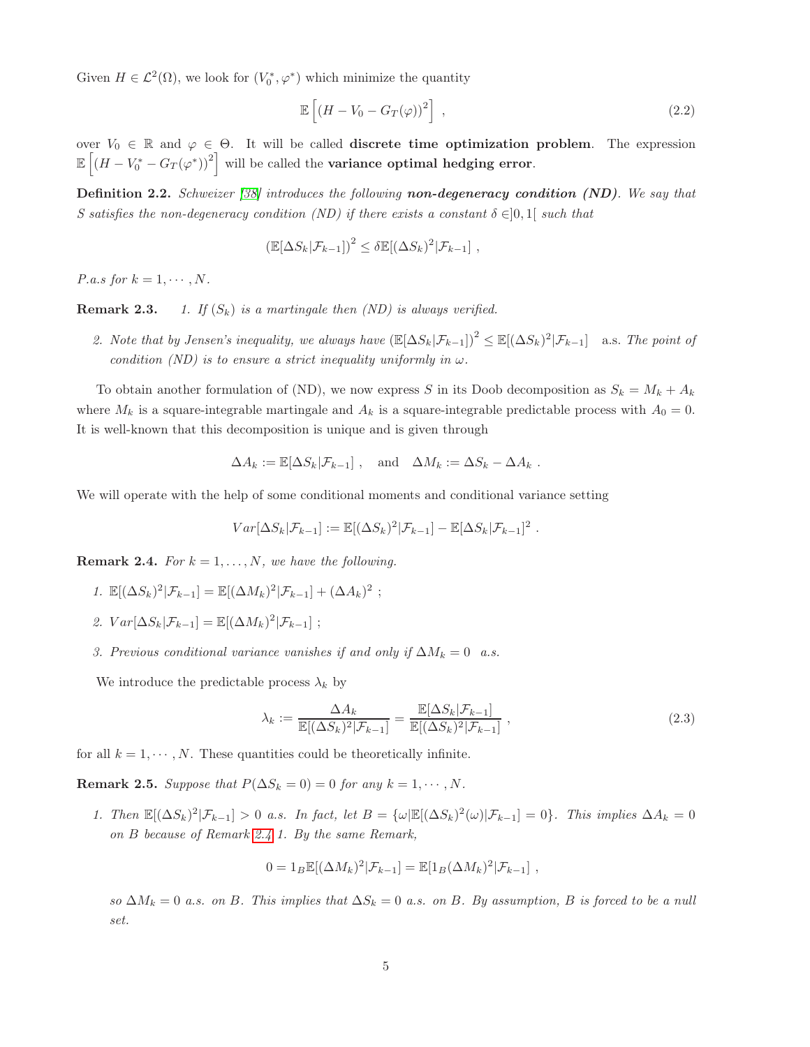Given $H \in \mathcal{L}^2(\Omega)$, we look for $(V_0^*, \varphi^*)$ which minimize the quantity

$$
\mathbb{E}\left[(H - V_0 - G_T(\varphi))^2\right] \ , \tag{2.2}
$$

over $V_0 \in \mathbb{R}$ and $\varphi \in \Theta$. It will be called **discrete time optimization problem**. The expression $\mathbb{E}\left[(H - V_0^* - G_T(\varphi^*))^2\right]$ will be called the **variance optimal hedging error**.

**Definition 2.2.** *Schweizer [38] introduces the following* ***non-degeneracy condition (ND)****. We say that $S$ satisfies the non-degeneracy condition (ND) if there exists a constant $\delta \in ]0,1[$ such that*

$$
(\mathbb{E}[\Delta S_k|\mathcal{F}_{k-1}])^2 \le \delta \mathbb{E}[(\Delta S_k)^2|\mathcal{F}_{k-1}] \ ,
$$

*P.a.s for $k = 1, \cdots, N$.*

**Remark 2.3.**

1. *If $(S_k)$ is a martingale then (ND) is always verified.*
2. *Note that by Jensen's inequality, we always have $(\mathbb{E}[\Delta S_k|\mathcal{F}_{k-1}])^2 \le \mathbb{E}[(\Delta S_k)^2|\mathcal{F}_{k-1}]$ a.s. The point of condition (ND) is to ensure a strict inequality uniformly in $\omega$.*

To obtain another formulation of (ND), we now express $S$ in its Doob decomposition as $S_k = M_k + A_k$ where $M_k$ is a square-integrable martingale and $A_k$ is a square-integrable predictable process with $A_0 = 0$. It is well-known that this decomposition is unique and is given through

$$
\Delta A_k := \mathbb{E}[\Delta S_k|\mathcal{F}_{k-1}] \ , \quad \text{and} \quad \Delta M_k := \Delta S_k - \Delta A_k \ .
$$

We will operate with the help of some conditional moments and conditional variance setting

$$
Var[\Delta S_k|\mathcal{F}_{k-1}] := \mathbb{E}[(\Delta S_k)^2|\mathcal{F}_{k-1}] - \mathbb{E}[\Delta S_k|\mathcal{F}_{k-1}]^2 \ .
$$

**Remark 2.4.** *For $k = 1, \ldots, N$, we have the following.*

1. *$\mathbb{E}[(\Delta S_k)^2|\mathcal{F}_{k-1}] = \mathbb{E}[(\Delta M_k)^2|\mathcal{F}_{k-1}] + (\Delta A_k)^2$ ;*
2. *$Var[\Delta S_k|\mathcal{F}_{k-1}] = \mathbb{E}[(\Delta M_k)^2|\mathcal{F}_{k-1}]$ ;*
3. *Previous conditional variance vanishes if and only if $\Delta M_k = 0$ a.s.*

We introduce the predictable process $\lambda_k$ by

$$
\lambda_k := \frac{\Delta A_k}{\mathbb{E}[(\Delta S_k)^2|\mathcal{F}_{k-1}]} = \frac{\mathbb{E}[\Delta S_k|\mathcal{F}_{k-1}]}{\mathbb{E}[(\Delta S_k)^2|\mathcal{F}_{k-1}]} \ , \tag{2.3}
$$

for all $k = 1, \cdots, N$. These quantities could be theoretically infinite.

**Remark 2.5.** *Suppose that $P(\Delta S_k = 0) = 0$ for any $k = 1, \cdots, N$.*

1. *Then $\mathbb{E}[(\Delta S_k)^2|\mathcal{F}_{k-1}] > 0$ a.s. In fact, let $B = \{\omega|\mathbb{E}[(\Delta S_k)^2(\omega)|\mathcal{F}_{k-1}] = 0\}$. This implies $\Delta A_k = 0$ on $B$ because of Remark 2.4 1. By the same Remark,*

$$
0 = 1_B \mathbb{E}[(\Delta M_k)^2|\mathcal{F}_{k-1}] = \mathbb{E}[1_B(\Delta M_k)^2|\mathcal{F}_{k-1}] \ ,
$$

*so $\Delta M_k = 0$ a.s. on $B$. This implies that $\Delta S_k = 0$ a.s. on $B$. By assumption, $B$ is forced to be a null set.*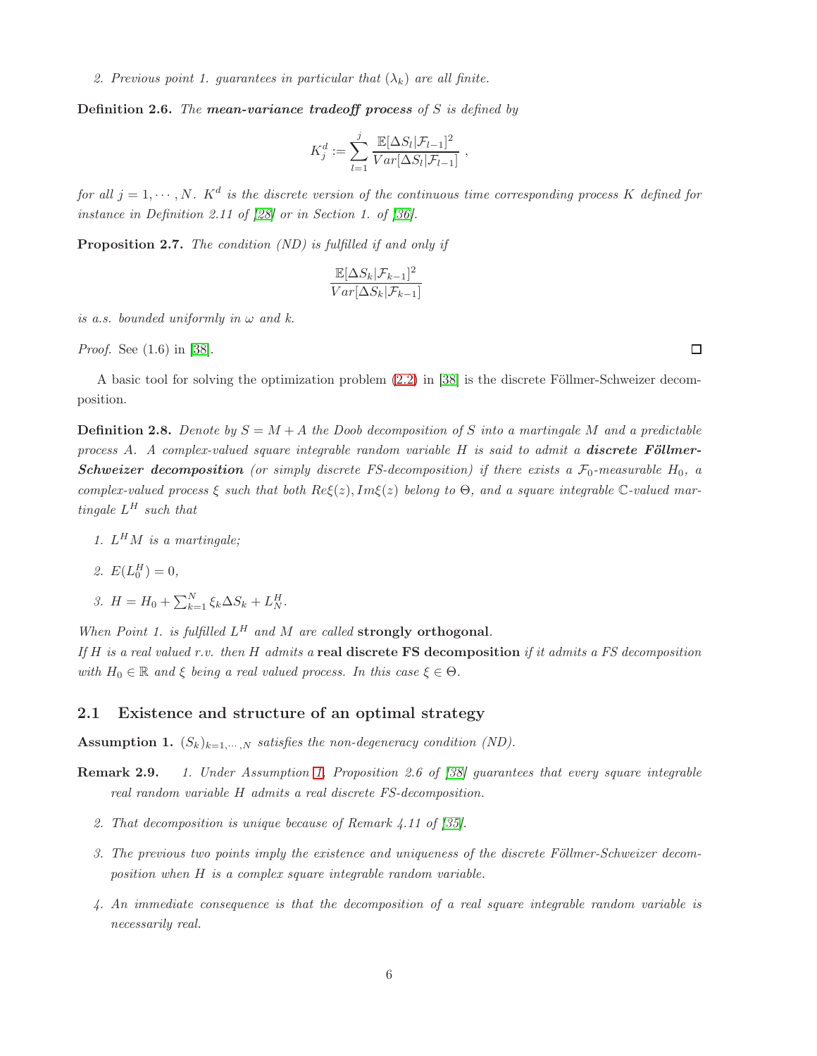2. *Previous point 1. guarantees in particular that $(\lambda_k)$ are all finite.*

**Definition 2.6.** *The **mean-variance tradeoff process** of $S$ is defined by*

$$K_j^d := \sum_{l=1}^{j} \frac{\mathbb{E}[\Delta S_l|\mathcal{F}_{l-1}]^2}{Var[\Delta S_l|\mathcal{F}_{l-1}]} \ ,$$

*for all $j = 1, \cdots, N$. $K^d$ is the discrete version of the continuous time corresponding process $K$ defined for instance in Definition 2.11 of [28] or in Section 1. of [36].*

**Proposition 2.7.** *The condition (ND) is fulfilled if and only if*

$$\frac{\mathbb{E}[\Delta S_k|\mathcal{F}_{k-1}]^2}{Var[\Delta S_k|\mathcal{F}_{k-1}]}$$

*is a.s. bounded uniformly in $\omega$ and $k$.*

*Proof.* See (1.6) in [38]. □

A basic tool for solving the optimization problem (2.2) in [38] is the discrete Föllmer-Schweizer decomposition.

**Definition 2.8.** *Denote by $S = M + A$ the Doob decomposition of $S$ into a martingale $M$ and a predictable process $A$. A complex-valued square integrable random variable $H$ is said to admit a **discrete Föllmer-Schweizer decomposition** (or simply discrete FS-decomposition) if there exists a $\mathcal{F}_0$-measurable $H_0$, a complex-valued process $\xi$ such that both $Re\xi(z), Im\xi(z)$ belong to $\Theta$, and a square integrable $\mathbb{C}$-valued martingale $L^H$ such that*

1. *$L^H M$ is a martingale;*
2. *$E(L_0^H) = 0$,*
3. *$H = H_0 + \sum_{k=1}^{N} \xi_k \Delta S_k + L_N^H$.*

*When Point 1. is fulfilled $L^H$ and $M$ are called* **strongly orthogonal**.
*If $H$ is a real valued r.v. then $H$ admits a* **real discrete FS decomposition** *if it admits a FS decomposition with $H_0 \in \mathbb{R}$ and $\xi$ being a real valued process. In this case $\xi \in \Theta$.*

## 2.1 Existence and structure of an optimal strategy

**Assumption 1.** *$(S_k)_{k=1,\cdots,N}$ satisfies the non-degeneracy condition (ND).*

**Remark 2.9.**
1. *Under Assumption 1, Proposition 2.6 of [38] guarantees that every square integrable real random variable $H$ admits a real discrete FS-decomposition.*
2. *That decomposition is unique because of Remark 4.11 of [35].*
3. *The previous two points imply the existence and uniqueness of the discrete Föllmer-Schweizer decomposition when $H$ is a complex square integrable random variable.*
4. *An immediate consequence is that the decomposition of a real square integrable random variable is necessarily real.*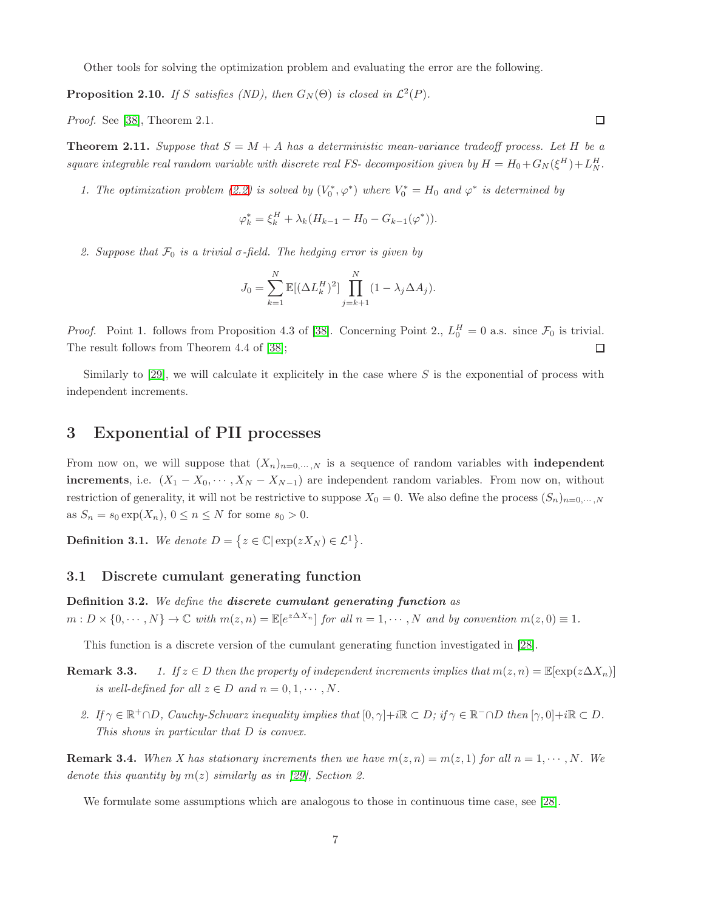Other tools for solving the optimization problem and evaluating the error are the following.

**Proposition 2.10.** *If $S$ satisfies (ND), then $G_N(\Theta)$ is closed in $\mathcal{L}^2(P)$.*

*Proof.* See [38], Theorem 2.1. □

**Theorem 2.11.** *Suppose that $S = M + A$ has a deterministic mean-variance tradeoff process. Let $H$ be a square integrable real random variable with discrete real FS- decomposition given by $H = H_0 + G_N(\xi^H) + L_N^H$.*

1. *The optimization problem (2.2) is solved by $(V_0^*, \varphi^*)$ where $V_0^* = H_0$ and $\varphi^*$ is determined by*

$$\varphi_k^* = \xi_k^H + \lambda_k (H_{k-1} - H_0 - G_{k-1}(\varphi^*)).$$

2. *Suppose that $\mathcal{F}_0$ is a trivial $\sigma$-field. The hedging error is given by*

$$J_0 = \sum_{k=1}^{N} \mathbb{E}[(\Delta L_k^H)^2] \prod_{j=k+1}^{N} (1 - \lambda_j \Delta A_j).$$

*Proof.* Point 1. follows from Proposition 4.3 of [38]. Concerning Point 2., $L_0^H = 0$ a.s. since $\mathcal{F}_0$ is trivial. The result follows from Theorem 4.4 of [38]; □

Similarly to [29], we will calculate it explicitely in the case where $S$ is the exponential of process with independent increments.

# 3 Exponential of PII processes

From now on, we will suppose that $(X_n)_{n=0,\cdots,N}$ is a sequence of random variables with **independent increments**, i.e. $(X_1 - X_0, \cdots, X_N - X_{N-1})$ are independent random variables. From now on, without restriction of generality, it will not be restrictive to suppose $X_0 = 0$. We also define the process $(S_n)_{n=0,\cdots,N}$ as $S_n = s_0 \exp(X_n)$, $0 \le n \le N$ for some $s_0 > 0$.

**Definition 3.1.** *We denote $D = \{z \in \mathbb{C} | \exp(zX_N) \in \mathcal{L}^1\}$.*

## 3.1 Discrete cumulant generating function

**Definition 3.2.** *We define the **discrete cumulant generating function** as*
*$m : D \times \{0, \cdots, N\} \to \mathbb{C}$ with $m(z, n) = \mathbb{E}[e^{z\Delta X_n}]$ for all $n = 1, \cdots, N$ and by convention $m(z, 0) \equiv 1$.*

This function is a discrete version of the cumulant generating function investigated in [28].

**Remark 3.3.**
1. *If $z \in D$ then the property of independent increments implies that $m(z, n) = \mathbb{E}[\exp(z\Delta X_n)]$ is well-defined for all $z \in D$ and $n = 0, 1, \cdots, N$.*
2. *If $\gamma \in \mathbb{R}^+ \cap D$, Cauchy-Schwarz inequality implies that $[0, \gamma] + i\mathbb{R} \subset D$; if $\gamma \in \mathbb{R}^- \cap D$ then $[\gamma, 0] + i\mathbb{R} \subset D$. This shows in particular that $D$ is convex.*

**Remark 3.4.** *When $X$ has stationary increments then we have $m(z, n) = m(z, 1)$ for all $n = 1, \cdots, N$. We denote this quantity by $m(z)$ similarly as in [29], Section 2.*

We formulate some assumptions which are analogous to those in continuous time case, see [28].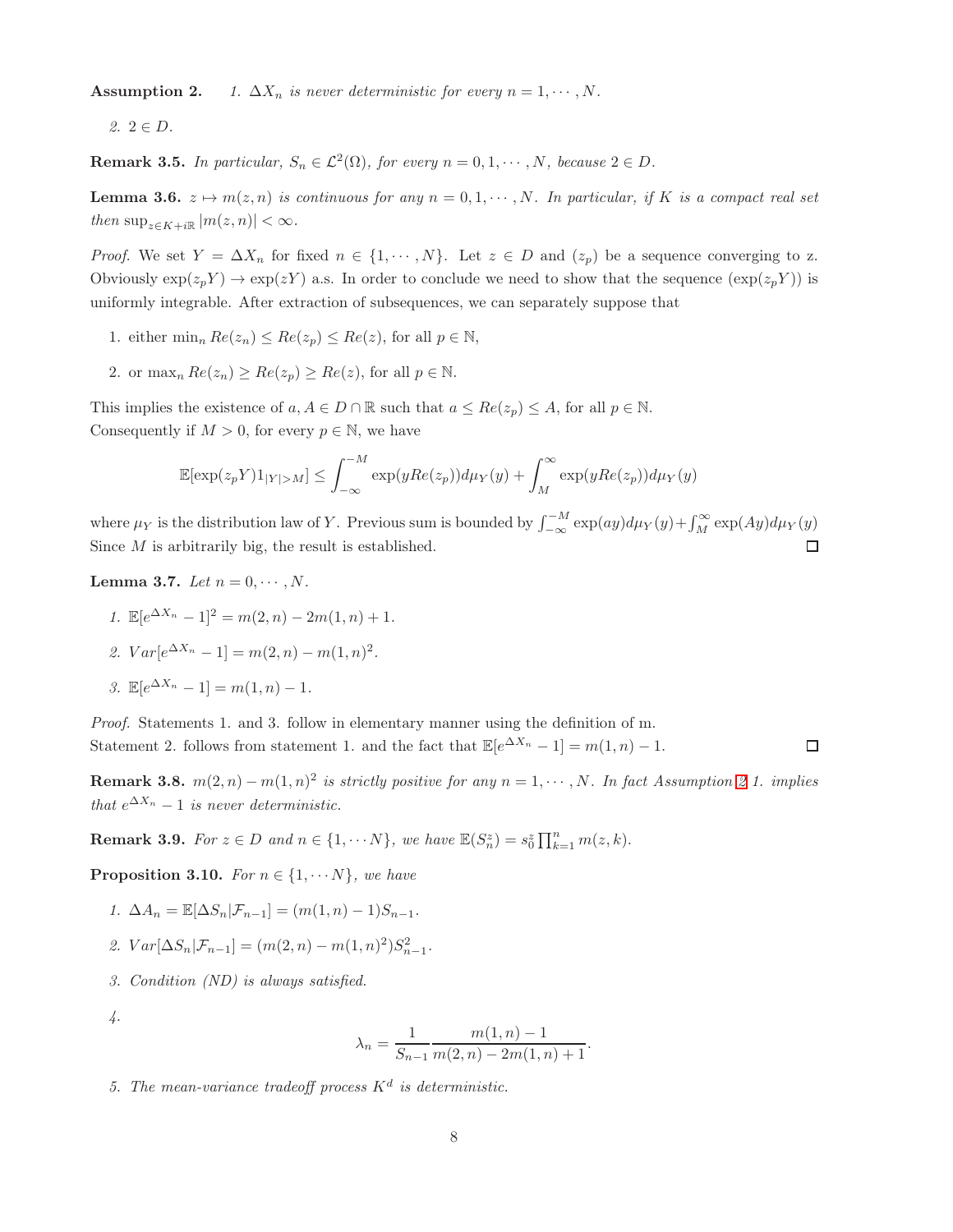**Assumption 2.** *1. $\Delta X_n$ is never deterministic for every $n = 1, \cdots, N$.*

*2. $2 \in D$.*

**Remark 3.5.** *In particular, $S_n \in \mathcal{L}^2(\Omega)$, for every $n = 0, 1, \cdots, N$, because $2 \in D$.*

**Lemma 3.6.** *$z \mapsto m(z, n)$ is continuous for any $n = 0, 1, \cdots, N$. In particular, if $K$ is a compact real set then $\sup_{z \in K + i\mathbb{R}} |m(z, n)| < \infty$.*

*Proof.* We set $Y = \Delta X_n$ for fixed $n \in \{1, \cdots, N\}$. Let $z \in D$ and $(z_p)$ be a sequence converging to z. Obviously $\exp(z_p Y) \to \exp(zY)$ a.s. In order to conclude we need to show that the sequence $(\exp(z_p Y))$ is uniformly integrable. After extraction of subsequences, we can separately suppose that

1. either $\min_n Re(z_n) \leq Re(z_p) \leq Re(z)$, for all $p \in \mathbb{N}$,
2. or $\max_n Re(z_n) \geq Re(z_p) \geq Re(z)$, for all $p \in \mathbb{N}$.

This implies the existence of $a, A \in D \cap \mathbb{R}$ such that $a \leq Re(z_p) \leq A$, for all $p \in \mathbb{N}$.
Consequently if $M > 0$, for every $p \in \mathbb{N}$, we have

$$\mathbb{E}[\exp(z_p Y) 1_{|Y|>M}] \leq \int_{-\infty}^{-M} \exp(yRe(z_p)) d\mu_Y(y) + \int_M^{\infty} \exp(yRe(z_p)) d\mu_Y(y)$$

where $\mu_Y$ is the distribution law of $Y$. Previous sum is bounded by $\int_{-\infty}^{-M} \exp(ay) d\mu_Y(y) + \int_M^{\infty} \exp(Ay) d\mu_Y(y)$
Since $M$ is arbitrarily big, the result is established. □

**Lemma 3.7.** *Let $n = 0, \cdots, N$.*

1. *$\mathbb{E}[e^{\Delta X_n} - 1]^2 = m(2, n) - 2m(1, n) + 1$.*
2. *$Var[e^{\Delta X_n} - 1] = m(2, n) - m(1, n)^2$.*
3. *$\mathbb{E}[e^{\Delta X_n} - 1] = m(1, n) - 1$.*

*Proof.* Statements 1. and 3. follow in elementary manner using the definition of m.
Statement 2. follows from statement 1. and the fact that $\mathbb{E}[e^{\Delta X_n} - 1] = m(1, n) - 1$. □

**Remark 3.8.** *$m(2, n) - m(1, n)^2$ is strictly positive for any $n = 1, \cdots, N$. In fact Assumption 2 1. implies that $e^{\Delta X_n} - 1$ is never deterministic.*

**Remark 3.9.** *For $z \in D$ and $n \in \{1, \cdots N\}$, we have $\mathbb{E}(S_n^z) = s_0^z \prod_{k=1}^n m(z, k)$.*

**Proposition 3.10.** *For $n \in \{1, \cdots N\}$, we have*

1. *$\Delta A_n = \mathbb{E}[\Delta S_n | \mathcal{F}_{n-1}] = (m(1, n) - 1) S_{n-1}$.*
2. *$Var[\Delta S_n | \mathcal{F}_{n-1}] = (m(2, n) - m(1, n)^2) S_{n-1}^2$.*
3. *Condition (ND) is always satisfied.*
4. $$\lambda_n = \frac{1}{S_{n-1}} \frac{m(1, n) - 1}{m(2, n) - 2m(1, n) + 1}.$$
5. *The mean-variance tradeoff process $K^d$ is deterministic.*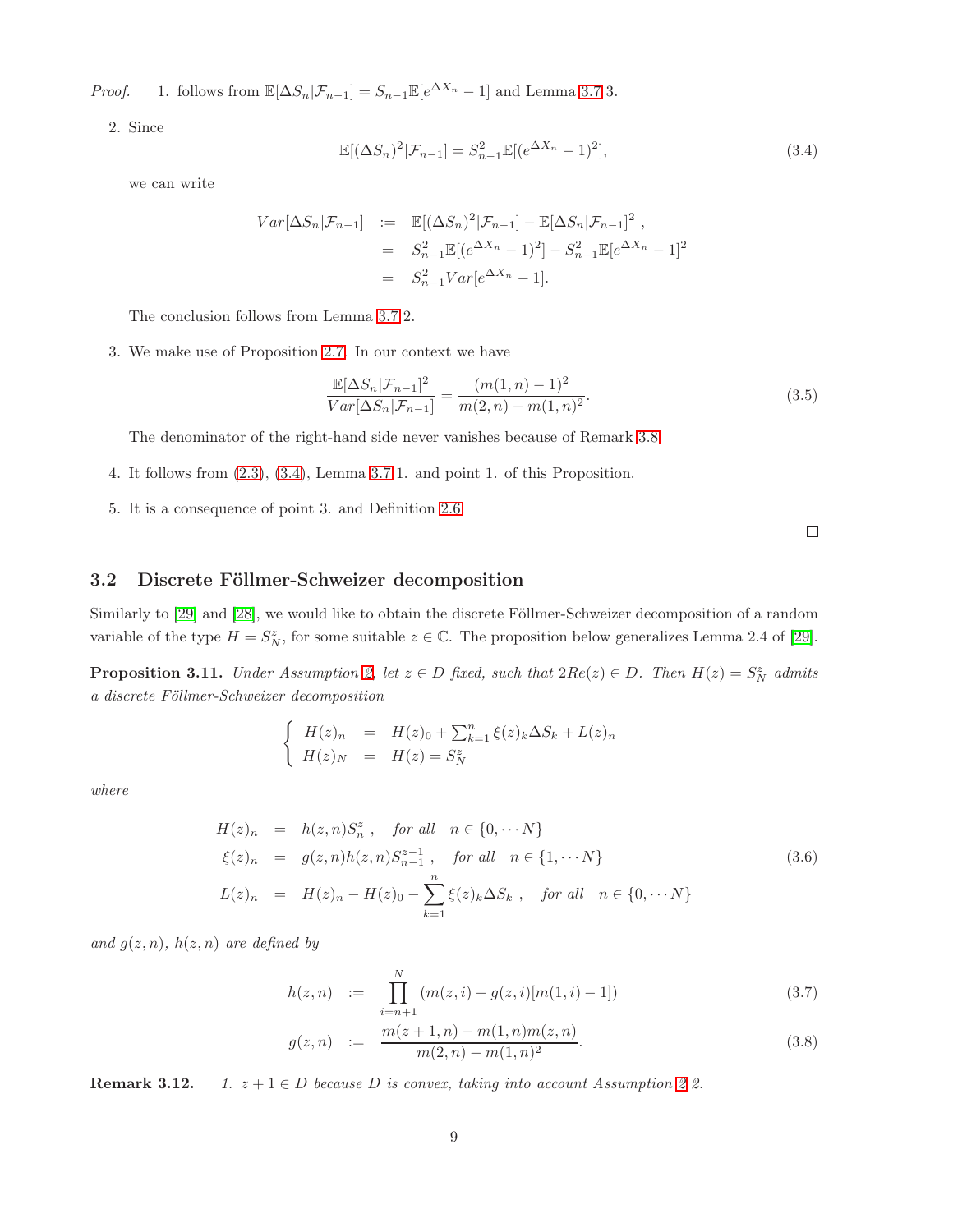*Proof.* 1. follows from $\mathbb{E}[\Delta S_n|\mathcal{F}_{n-1}] = S_{n-1}\mathbb{E}[e^{\Delta X_n} - 1]$ and Lemma 3.7 3.

2. Since

$$\mathbb{E}[(\Delta S_n)^2|\mathcal{F}_{n-1}] = S_{n-1}^2 \mathbb{E}[(e^{\Delta X_n} - 1)^2], \tag{3.4}$$

we can write

$$\begin{aligned} Var[\Delta S_n|\mathcal{F}_{n-1}] &:= \mathbb{E}[(\Delta S_n)^2|\mathcal{F}_{n-1}] - \mathbb{E}[\Delta S_n|\mathcal{F}_{n-1}]^2 \ , \\ &= S_{n-1}^2 \mathbb{E}[(e^{\Delta X_n} - 1)^2] - S_{n-1}^2 \mathbb{E}[e^{\Delta X_n} - 1]^2 \\ &= S_{n-1}^2 Var[e^{\Delta X_n} - 1]. \end{aligned}$$

The conclusion follows from Lemma 3.7 2.

3. We make use of Proposition 2.7. In our context we have

$$\frac{\mathbb{E}[\Delta S_n|\mathcal{F}_{n-1}]^2}{Var[\Delta S_n|\mathcal{F}_{n-1}]} = \frac{(m(1,n) - 1)^2}{m(2,n) - m(1,n)^2}. \tag{3.5}$$

The denominator of the right-hand side never vanishes because of Remark 3.8.

4. It follows from (2.3), (3.4), Lemma 3.7 1. and point 1. of this Proposition.

5. It is a consequence of point 3. and Definition 2.6.

□

## 3.2 Discrete Föllmer-Schweizer decomposition

Similarly to [29] and [28], we would like to obtain the discrete Föllmer-Schweizer decomposition of a random variable of the type $H = S_N^z$, for some suitable $z \in \mathbb{C}$. The proposition below generalizes Lemma 2.4 of [29].

**Proposition 3.11.** *Under Assumption 2, let $z \in D$ fixed, such that $2Re(z) \in D$. Then $H(z) = S_N^z$ admits a discrete Föllmer-Schweizer decomposition*

$$\left\{ \begin{array}{lll} H(z)_n &=& H(z)_0 + \sum_{k=1}^n \xi(z)_k \Delta S_k + L(z)_n \\ H(z)_N &=& H(z) = S_N^z \end{array} \right.$$

*where*

$$\begin{aligned} H(z)_n &= h(z,n) S_n^z \ , \quad \textit{for all} \quad n \in \{0, \cdots N\} \\ \xi(z)_n &= g(z,n) h(z,n) S_{n-1}^{z-1} \ , \quad \textit{for all} \quad n \in \{1, \cdots N\} \\ L(z)_n &= H(z)_n - H(z)_0 - \sum_{k=1}^n \xi(z)_k \Delta S_k \ , \quad \textit{for all} \quad n \in \{0, \cdots N\} \end{aligned} \tag{3.6}$$

*and $g(z,n)$, $h(z,n)$ are defined by*

$$h(z,n) := \prod_{i=n+1}^N (m(z,i) - g(z,i)[m(1,i) - 1]) \tag{3.7}$$

$$g(z,n) := \frac{m(z+1,n) - m(1,n)m(z,n)}{m(2,n) - m(1,n)^2}. \tag{3.8}$$

**Remark 3.12.** *1. $z + 1 \in D$ because $D$ is convex, taking into account Assumption 2 2.*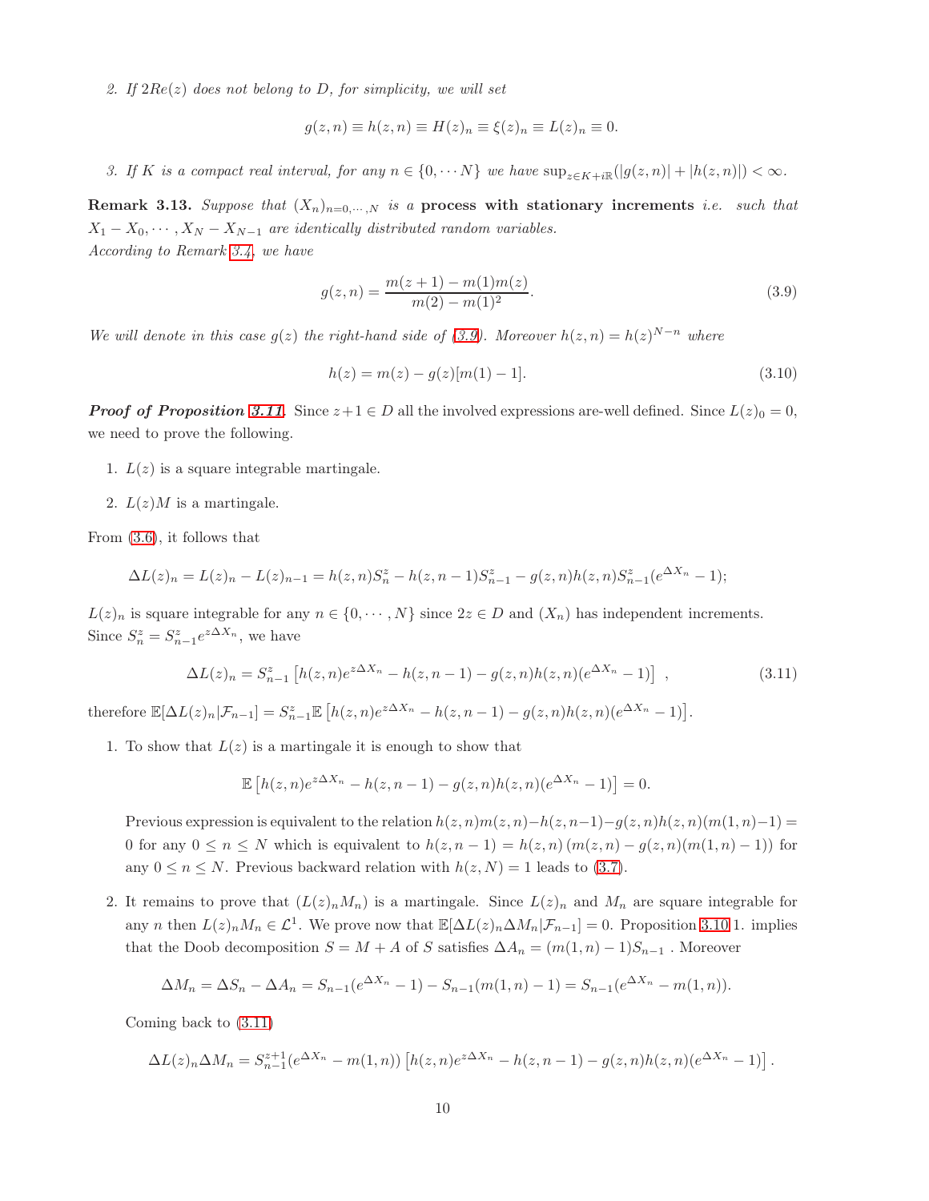2. If $2Re(z)$ does not belong to $D$, for simplicity, we will set

$$g(z,n) \equiv h(z,n) \equiv H(z)_n \equiv \xi(z)_n \equiv L(z)_n \equiv 0.$$

3. If $K$ is a compact real interval, for any $n \in \{0, \cdots N\}$ we have $\sup_{z \in K + i\mathbb{R}}(|g(z,n)| + |h(z,n)|) < \infty$.

**Remark 3.13.** *Suppose that $(X_n)_{n=0,\cdots,N}$ is a* **process with stationary increments** *i.e. such that $X_1 - X_0, \cdots, X_N - X_{N-1}$ are identically distributed random variables.*
*According to Remark 3.4, we have*

$$g(z,n) = \frac{m(z+1) - m(1)m(z)}{m(2) - m(1)^2}. \tag{3.9}$$

*We will denote in this case $g(z)$ the right-hand side of (3.9). Moreover $h(z,n) = h(z)^{N-n}$ where*

$$h(z) = m(z) - g(z)[m(1) - 1]. \tag{3.10}$$

***Proof of Proposition 3.11.*** Since $z+1 \in D$ all the involved expressions are-well defined. Since $L(z)_0 = 0$, we need to prove the following.

1. $L(z)$ is a square integrable martingale.
2. $L(z)M$ is a martingale.

From (3.6), it follows that

$$\Delta L(z)_n = L(z)_n - L(z)_{n-1} = h(z,n)S_n^z - h(z,n-1)S_{n-1}^z - g(z,n)h(z,n)S_{n-1}^z(e^{\Delta X_n} - 1);$$

$L(z)_n$ is square integrable for any $n \in \{0, \cdots, N\}$ since $2z \in D$ and $(X_n)$ has independent increments.
Since $S_n^z = S_{n-1}^z e^{z\Delta X_n}$, we have

$$\Delta L(z)_n = S_{n-1}^z \left[ h(z,n)e^{z\Delta X_n} - h(z,n-1) - g(z,n)h(z,n)(e^{\Delta X_n} - 1) \right] \ , \tag{3.11}$$

therefore $\mathbb{E}[\Delta L(z)_n | \mathcal{F}_{n-1}] = S_{n-1}^z \mathbb{E}\left[ h(z,n)e^{z\Delta X_n} - h(z,n-1) - g(z,n)h(z,n)(e^{\Delta X_n} - 1) \right]$.

1. To show that $L(z)$ is a martingale it is enough to show that

$$\mathbb{E}\left[ h(z,n)e^{z\Delta X_n} - h(z,n-1) - g(z,n)h(z,n)(e^{\Delta X_n} - 1) \right] = 0.$$

Previous expression is equivalent to the relation $h(z,n)m(z,n) - h(z,n-1) - g(z,n)h(z,n)(m(1,n)-1) = 0$ for any $0 \le n \le N$ which is equivalent to $h(z,n-1) = h(z,n)\left(m(z,n) - g(z,n)(m(1,n)-1)\right)$ for any $0 \le n \le N$. Previous backward relation with $h(z,N) = 1$ leads to (3.7).

2. It remains to prove that $(L(z)_n M_n)$ is a martingale. Since $L(z)_n$ and $M_n$ are square integrable for any $n$ then $L(z)_n M_n \in \mathcal{L}^1$. We prove now that $\mathbb{E}[\Delta L(z)_n \Delta M_n | \mathcal{F}_{n-1}] = 0$. Proposition 3.10 1. implies that the Doob decomposition $S = M + A$ of $S$ satisfies $\Delta A_n = (m(1,n) - 1)S_{n-1}$ . Moreover

$$\Delta M_n = \Delta S_n - \Delta A_n = S_{n-1}(e^{\Delta X_n} - 1) - S_{n-1}(m(1,n) - 1) = S_{n-1}(e^{\Delta X_n} - m(1,n)).$$

Coming back to (3.11)

$$\Delta L(z)_n \Delta M_n = S_{n-1}^{z+1}(e^{\Delta X_n} - m(1,n)) \left[ h(z,n)e^{z\Delta X_n} - h(z,n-1) - g(z,n)h(z,n)(e^{\Delta X_n} - 1) \right].$$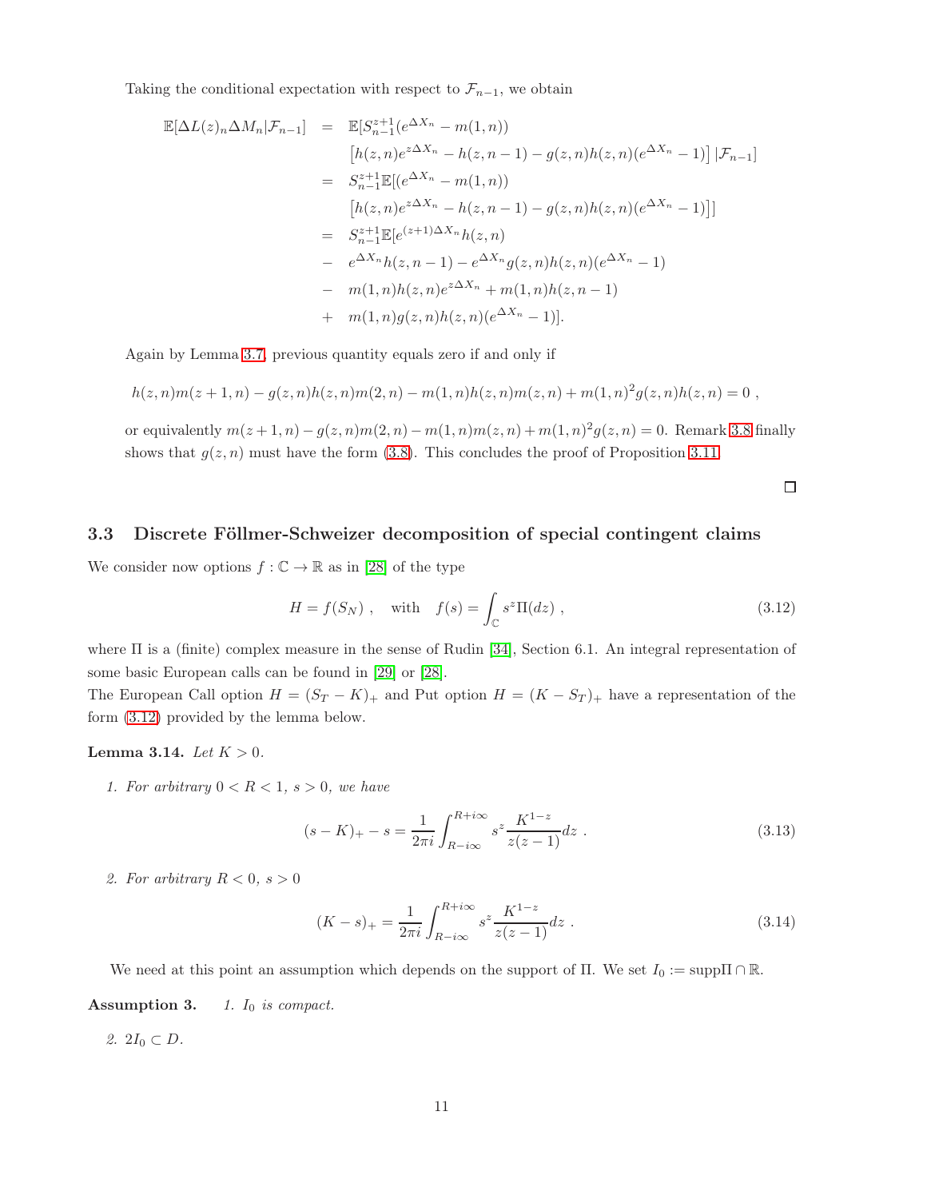Taking the conditional expectation with respect to $\mathcal{F}_{n-1}$, we obtain

$$
\begin{aligned}
\mathbb{E}[\Delta L(z)_n \Delta M_n | \mathcal{F}_{n-1}] &= \mathbb{E}[S_{n-1}^{z+1}(e^{\Delta X_n} - m(1,n)) \\
&\quad \left[h(z,n)e^{z\Delta X_n} - h(z,n-1) - g(z,n)h(z,n)(e^{\Delta X_n}-1)\right] | \mathcal{F}_{n-1}] \\
&= S_{n-1}^{z+1}\mathbb{E}[(e^{\Delta X_n} - m(1,n)) \\
&\quad \left[h(z,n)e^{z\Delta X_n} - h(z,n-1) - g(z,n)h(z,n)(e^{\Delta X_n}-1)\right]] \\
&= S_{n-1}^{z+1}\mathbb{E}[e^{(z+1)\Delta X_n} h(z,n) \\
&- e^{\Delta X_n} h(z,n-1) - e^{\Delta X_n} g(z,n)h(z,n)(e^{\Delta X_n}-1) \\
&- m(1,n)h(z,n)e^{z\Delta X_n} + m(1,n)h(z,n-1) \\
&+ m(1,n)g(z,n)h(z,n)(e^{\Delta X_n}-1)].
\end{aligned}
$$

Again by Lemma 3.7, previous quantity equals zero if and only if

$$
h(z,n)m(z+1,n) - g(z,n)h(z,n)m(2,n) - m(1,n)h(z,n)m(z,n) + m(1,n)^2 g(z,n)h(z,n) = 0 ,
$$

or equivalently $m(z+1,n) - g(z,n)m(2,n) - m(1,n)m(z,n) + m(1,n)^2 g(z,n) = 0$. Remark 3.8 finally shows that $g(z,n)$ must have the form (3.8). This concludes the proof of Proposition 3.11.

□

### 3.3 Discrete Föllmer-Schweizer decomposition of special contingent claims

We consider now options $f : \mathbb{C} \to \mathbb{R}$ as in [28] of the type

$$
H = f(S_N) \ , \quad \text{with} \quad f(s) = \int_{\mathbb{C}} s^z \Pi(dz) \ , \tag{3.12}
$$

where $\Pi$ is a (finite) complex measure in the sense of Rudin [34], Section 6.1. An integral representation of some basic European calls can be found in [29] or [28].
The European Call option $H = (S_T - K)_+$ and Put option $H = (K - S_T)_+$ have a representation of the form (3.12) provided by the lemma below.

**Lemma 3.14.** *Let $K > 0$.*

1. *For arbitrary $0 < R < 1$, $s > 0$, we have*

$$
(s-K)_+ - s = \frac{1}{2\pi i}\int_{R-i\infty}^{R+i\infty} s^z \frac{K^{1-z}}{z(z-1)} dz \ . \tag{3.13}
$$

2. *For arbitrary $R < 0$, $s > 0$*

$$
(K-s)_+ = \frac{1}{2\pi i}\int_{R-i\infty}^{R+i\infty} s^z \frac{K^{1-z}}{z(z-1)} dz \ . \tag{3.14}
$$

We need at this point an assumption which depends on the support of $\Pi$. We set $I_0 := \text{supp}\Pi \cap \mathbb{R}$.

**Assumption 3.** *1. $I_0$ is compact.*

*2. $2I_0 \subset D$.*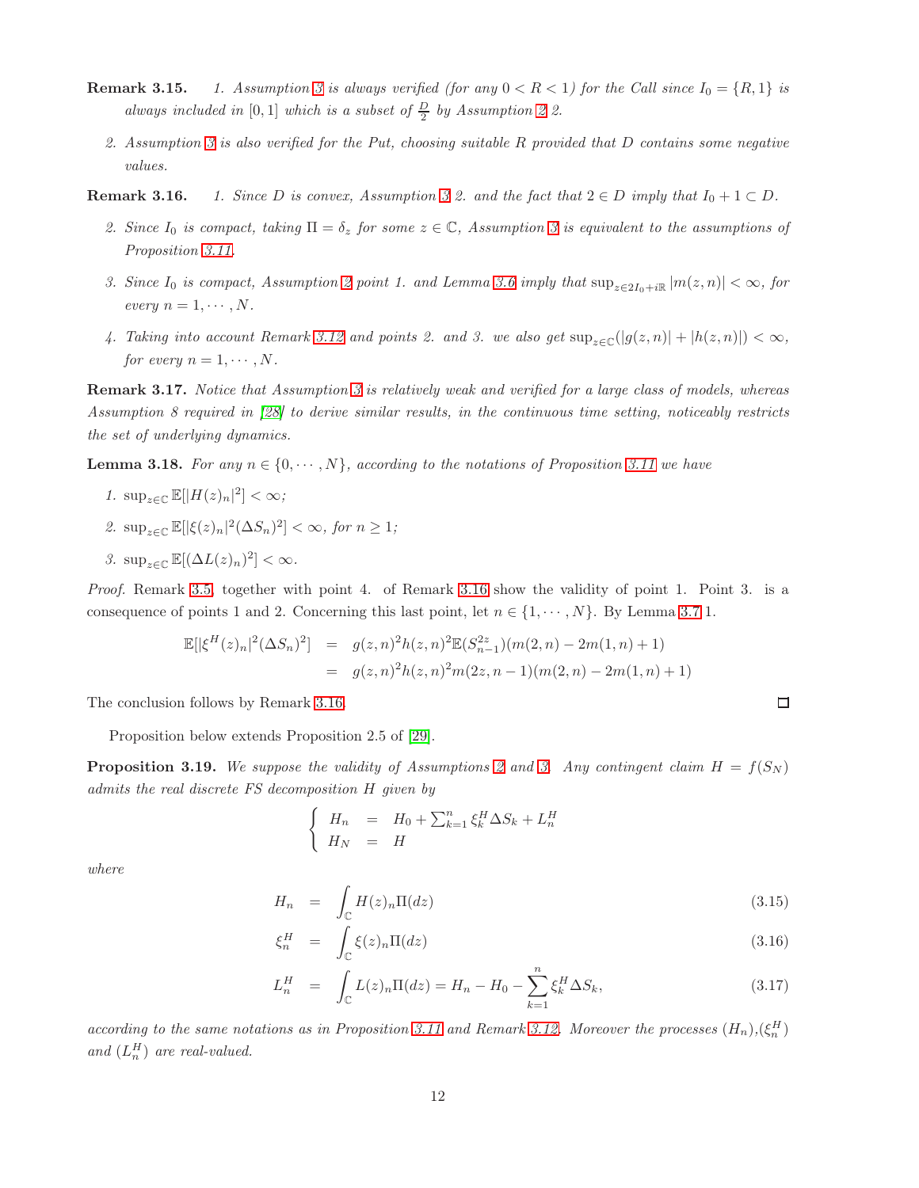**Remark 3.15.** *1. Assumption 3 is always verified (for any $0 < R < 1$) for the Call since $I_0 = \{R, 1\}$ is always included in $[0, 1]$ which is a subset of $\frac{D}{2}$ by Assumption 2 2.*

*2. Assumption 3 is also verified for the Put, choosing suitable $R$ provided that $D$ contains some negative values.*

**Remark 3.16.** *1. Since $D$ is convex, Assumption 3 2. and the fact that $2 \in D$ imply that $I_0 + 1 \subset D$.*

*2. Since $I_0$ is compact, taking $\Pi = \delta_z$ for some $z \in \mathbb{C}$, Assumption 3 is equivalent to the assumptions of Proposition 3.11.*

*3. Since $I_0$ is compact, Assumption 2 point 1. and Lemma 3.6 imply that $\sup_{z \in 2I_0 + i\mathbb{R}} |m(z, n)| < \infty$, for every $n = 1, \cdots, N$.*

*4. Taking into account Remark 3.12 and points 2. and 3. we also get $\sup_{z \in \mathbb{C}}(|g(z, n)| + |h(z, n)|) < \infty$, for every $n = 1, \cdots, N$.*

**Remark 3.17.** *Notice that Assumption 3 is relatively weak and verified for a large class of models, whereas Assumption 8 required in [28] to derive similar results, in the continuous time setting, noticeably restricts the set of underlying dynamics.*

**Lemma 3.18.** *For any $n \in \{0, \cdots, N\}$, according to the notations of Proposition 3.11 we have*

1. *$\sup_{z \in \mathbb{C}} \mathbb{E}[|H(z)_n|^2] < \infty$;*
2. *$\sup_{z \in \mathbb{C}} \mathbb{E}[|\xi(z)_n|^2 (\Delta S_n)^2] < \infty$, for $n \geq 1$;*
3. *$\sup_{z \in \mathbb{C}} \mathbb{E}[(\Delta L(z)_n)^2] < \infty$.*

*Proof.* Remark 3.5, together with point 4. of Remark 3.16 show the validity of point 1. Point 3. is a consequence of points 1 and 2. Concerning this last point, let $n \in \{1, \cdots, N\}$. By Lemma 3.7 1.

$$\begin{aligned}
\mathbb{E}[|\xi^H(z)_n|^2 (\Delta S_n)^2] &= g(z, n)^2 h(z, n)^2 \mathbb{E}(S_{n-1}^{2z})(m(2, n) - 2m(1, n) + 1) \\
&= g(z, n)^2 h(z, n)^2 m(2z, n-1)(m(2, n) - 2m(1, n) + 1)
\end{aligned}$$

The conclusion follows by Remark 3.16. $\square$

Proposition below extends Proposition 2.5 of [29].

**Proposition 3.19.** *We suppose the validity of Assumptions 2 and 3. Any contingent claim $H = f(S_N)$ admits the real discrete FS decomposition $H$ given by*

$$\left\{ \begin{array}{lcl} H_n &=& H_0 + \sum_{k=1}^n \xi_k^H \Delta S_k + L_n^H \\ H_N &=& H \end{array} \right.$$

*where*

$$H_n = \int_{\mathbb{C}} H(z)_n \Pi(dz) \tag{3.15}$$

$$\xi_n^H = \int_{\mathbb{C}} \xi(z)_n \Pi(dz) \tag{3.16}$$

$$L_n^H = \int_{\mathbb{C}} L(z)_n \Pi(dz) = H_n - H_0 - \sum_{k=1}^n \xi_k^H \Delta S_k, \tag{3.17}$$

*according to the same notations as in Proposition 3.11 and Remark 3.12. Moreover the processes $(H_n)$,$(\xi_n^H)$ and $(L_n^H)$ are real-valued.*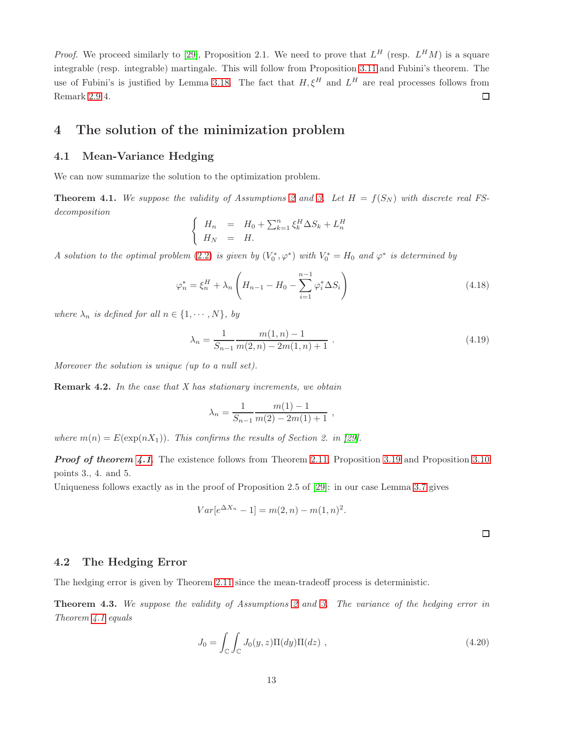*Proof.* We proceed similarly to [29], Proposition 2.1. We need to prove that $L^H$ (resp. $L^H M$) is a square integrable (resp. integrable) martingale. This will follow from Proposition 3.11 and Fubini's theorem. The use of Fubini's is justified by Lemma 3.18. The fact that $H, \xi^H$ and $L^H$ are real processes follows from Remark 2.9 4. □

# 4 The solution of the minimization problem

## 4.1 Mean-Variance Hedging

We can now summarize the solution to the optimization problem.

**Theorem 4.1.** *We suppose the validity of Assumptions 2 and 3. Let $H = f(S_N)$ with discrete real FS-decomposition*

$$\begin{cases} H_n &= H_0 + \sum_{k=1}^n \xi_k^H \Delta S_k + L_n^H \\ H_N &= H. \end{cases}$$

*A solution to the optimal problem (2.2) is given by $(V_0^*, \varphi^*)$ with $V_0^* = H_0$ and $\varphi^*$ is determined by*

$$\varphi_n^* = \xi_n^H + \lambda_n \left( H_{n-1} - H_0 - \sum_{i=1}^{n-1} \varphi_i^* \Delta S_i \right) \tag{4.18}$$

*where $\lambda_n$ is defined for all $n \in \{1, \cdots, N\}$, by*

$$\lambda_n = \frac{1}{S_{n-1}} \frac{m(1,n) - 1}{m(2,n) - 2m(1,n) + 1} \ . \tag{4.19}$$

*Moreover the solution is unique (up to a null set).*

**Remark 4.2.** *In the case that $X$ has stationary increments, we obtain*

$$\lambda_n = \frac{1}{S_{n-1}} \frac{m(1) - 1}{m(2) - 2m(1) + 1} \ ,$$

*where $m(n) = E(\exp(nX_1))$. This confirms the results of Section 2. in [29].*

***Proof of theorem 4.1.*** The existence follows from Theorem 2.11, Proposition 3.19 and Proposition 3.10 points 3., 4. and 5.
Uniqueness follows exactly as in the proof of Proposition 2.5 of [29]: in our case Lemma 3.7 gives

$$Var[e^{\Delta X_n} - 1] = m(2,n) - m(1,n)^2.$$

□

## 4.2 The Hedging Error

The hedging error is given by Theorem 2.11 since the mean-tradeoff process is deterministic.

**Theorem 4.3.** *We suppose the validity of Assumptions 2 and 3. The variance of the hedging error in Theorem 4.1 equals*

$$J_0 = \int_{\mathbb{C}} \int_{\mathbb{C}} J_0(y,z) \Pi(dy) \Pi(dz) \ , \tag{4.20}$$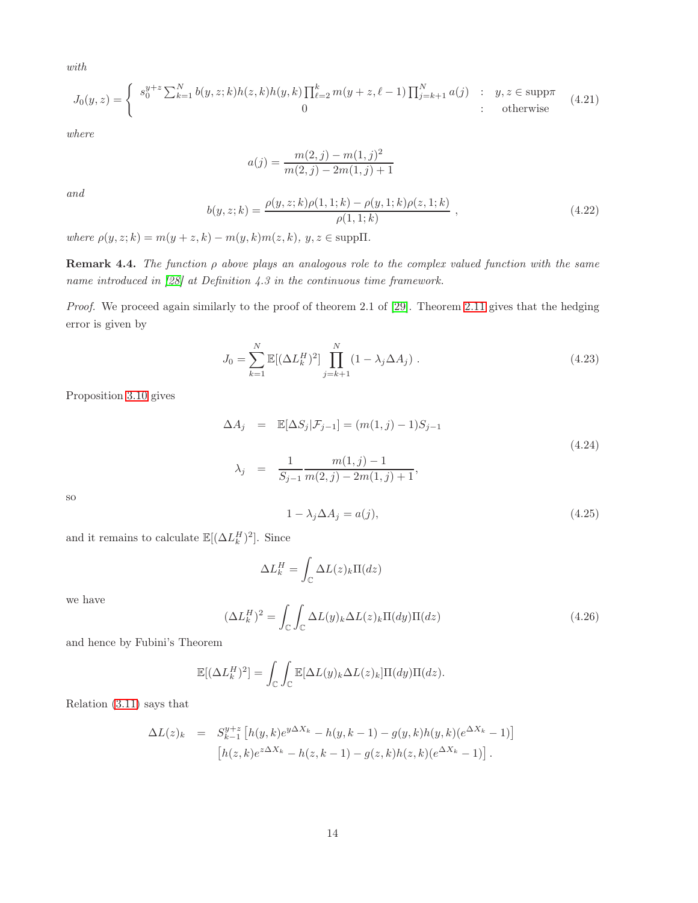*with*

$$J_0(y,z) = \begin{cases} s_0^{y+z} \sum_{k=1}^N b(y,z;k) h(z,k) h(y,k) \prod_{\ell=2}^k m(y+z,\ell-1) \prod_{j=k+1}^N a(j) & : \quad y,z \in \mathrm{supp}\pi \\ 0 & : \quad \text{otherwise} \end{cases} \tag{4.21}$$

*where*

$$a(j) = \frac{m(2,j) - m(1,j)^2}{m(2,j) - 2m(1,j) + 1}$$

*and*

$$b(y,z;k) = \frac{\rho(y,z;k)\rho(1,1;k) - \rho(y,1;k)\rho(z,1;k)}{\rho(1,1;k)}\ , \tag{4.22}$$

*where* $\rho(y,z;k) = m(y+z,k) - m(y,k)m(z,k)$, $y,z \in \mathrm{supp}\Pi$.

**Remark 4.4.** *The function* $\rho$ *above plays an analogous role to the complex valued function with the same name introduced in [28] at Definition 4.3 in the continuous time framework.*

*Proof.* We proceed again similarly to the proof of theorem 2.1 of [29]. Theorem 2.11 gives that the hedging error is given by

$$J_0 = \sum_{k=1}^N \mathbb{E}[(\Delta L_k^H)^2] \prod_{j=k+1}^N (1 - \lambda_j \Delta A_j)\ . \tag{4.23}$$

Proposition 3.10 gives

$$\begin{aligned} \Delta A_j &= \mathbb{E}[\Delta S_j | \mathcal{F}_{j-1}] = (m(1,j)-1) S_{j-1} \\ \lambda_j &= \frac{1}{S_{j-1}} \frac{m(1,j)-1}{m(2,j)-2m(1,j)+1}, \end{aligned} \tag{4.24}$$

so

$$1 - \lambda_j \Delta A_j = a(j), \tag{4.25}$$

and it remains to calculate $\mathbb{E}[(\Delta L_k^H)^2]$. Since

$$\Delta L_k^H = \int_{\mathbb{C}} \Delta L(z)_k \Pi(dz)$$

we have

$$(\Delta L_k^H)^2 = \int_{\mathbb{C}} \int_{\mathbb{C}} \Delta L(y)_k \Delta L(z)_k \Pi(dy)\Pi(dz) \tag{4.26}$$

and hence by Fubini's Theorem

$$\mathbb{E}[(\Delta L_k^H)^2] = \int_{\mathbb{C}} \int_{\mathbb{C}} \mathbb{E}[\Delta L(y)_k \Delta L(z)_k] \Pi(dy)\Pi(dz).$$

Relation (3.11) says that

$$\begin{aligned} \Delta L(z)_k \quad = \quad & S_{k-1}^{y+z} \left[ h(y,k) e^{y \Delta X_k} - h(y,k-1) - g(y,k) h(y,k)(e^{\Delta X_k} - 1) \right] \\ & \left[ h(z,k) e^{z \Delta X_k} - h(z,k-1) - g(z,k) h(z,k)(e^{\Delta X_k} - 1) \right]. \end{aligned}$$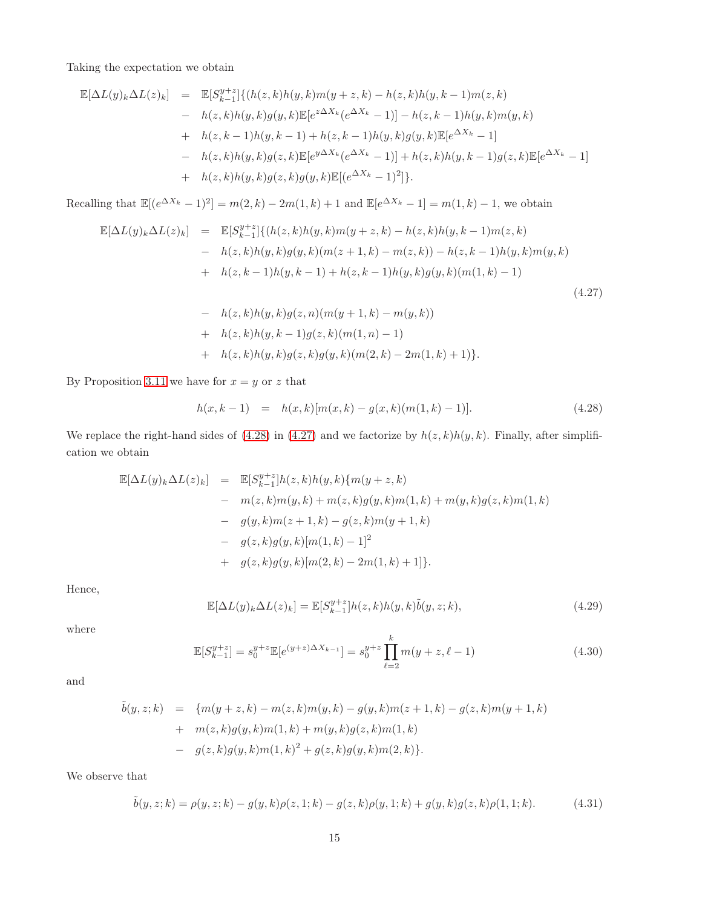Taking the expectation we obtain

$$
\begin{aligned}
\mathbb{E}[\Delta L(y)_k \Delta L(z)_k] &= \mathbb{E}[S_{k-1}^{y+z}]\{(h(z,k)h(y,k)m(y+z,k) - h(z,k)h(y,k-1)m(z,k) \\
&- h(z,k)h(y,k)g(y,k)\mathbb{E}[e^{z\Delta X_k}(e^{\Delta X_k}-1)] - h(z,k-1)h(y,k)m(y,k) \\
&+ h(z,k-1)h(y,k-1) + h(z,k-1)h(y,k)g(y,k)\mathbb{E}[e^{\Delta X_k}-1] \\
&- h(z,k)h(y,k)g(z,k)\mathbb{E}[e^{y\Delta X_k}(e^{\Delta X_k}-1)] + h(z,k)h(y,k-1)g(z,k)\mathbb{E}[e^{\Delta X_k}-1] \\
&+ h(z,k)h(y,k)g(z,k)g(y,k)\mathbb{E}[(e^{\Delta X_k}-1)^2]\}.
\end{aligned}
$$

Recalling that $\mathbb{E}[(e^{\Delta X_k}-1)^2] = m(2,k) - 2m(1,k) + 1$ and $\mathbb{E}[e^{\Delta X_k}-1] = m(1,k) - 1$, we obtain

$$
\begin{aligned}
\mathbb{E}[\Delta L(y)_k \Delta L(z)_k] &= \mathbb{E}[S_{k-1}^{y+z}]\{(h(z,k)h(y,k)m(y+z,k) - h(z,k)h(y,k-1)m(z,k) \\
&- h(z,k)h(y,k)g(y,k)(m(z+1,k) - m(z,k)) - h(z,k-1)h(y,k)m(y,k) \\
&+ h(z,k-1)h(y,k-1) + h(z,k-1)h(y,k)g(y,k)(m(1,k)-1) \\
&- h(z,k)h(y,k)g(z,n)(m(y+1,k) - m(y,k)) \\
&+ h(z,k)h(y,k-1)g(z,k)(m(1,n)-1) \\
&+ h(z,k)h(y,k)g(z,k)g(y,k)(m(2,k) - 2m(1,k) + 1)\}.
\end{aligned}
\tag{4.27}
$$

By Proposition 3.11 we have for $x = y$ or $z$ that

$$
h(x,k-1) \;=\; h(x,k)[m(x,k) - g(x,k)(m(1,k)-1)]. \tag{4.28}
$$

We replace the right-hand sides of (4.28) in (4.27) and we factorize by $h(z,k)h(y,k)$. Finally, after simplification we obtain

$$
\begin{aligned}
\mathbb{E}[\Delta L(y)_k \Delta L(z)_k] &= \mathbb{E}[S_{k-1}^{y+z}]h(z,k)h(y,k)\{m(y+z,k) \\
&- m(z,k)m(y,k) + m(z,k)g(y,k)m(1,k) + m(y,k)g(z,k)m(1,k) \\
&- g(y,k)m(z+1,k) - g(z,k)m(y+1,k) \\
&- g(z,k)g(y,k)[m(1,k)-1]^2 \\
&+ g(z,k)g(y,k)[m(2,k) - 2m(1,k) + 1]\}.
\end{aligned}
$$

Hence,

$$
\mathbb{E}[\Delta L(y)_k \Delta L(z)_k] = \mathbb{E}[S_{k-1}^{y+z}]h(z,k)h(y,k)\tilde{b}(y,z;k), \tag{4.29}
$$

where

$$
\mathbb{E}[S_{k-1}^{y+z}] = s_0^{y+z}\mathbb{E}[e^{(y+z)\Delta X_{k-1}}] = s_0^{y+z}\prod_{\ell=2}^{k} m(y+z,\ell-1) \tag{4.30}
$$

and

$$
\begin{aligned}
\tilde{b}(y,z;k) &= \{m(y+z,k) - m(z,k)m(y,k) - g(y,k)m(z+1,k) - g(z,k)m(y+1,k) \\
&+ m(z,k)g(y,k)m(1,k) + m(y,k)g(z,k)m(1,k) \\
&- g(z,k)g(y,k)m(1,k)^2 + g(z,k)g(y,k)m(2,k)\}.
\end{aligned}
$$

We observe that

$$
\tilde{b}(y,z;k) = \rho(y,z;k) - g(y,k)\rho(z,1;k) - g(z,k)\rho(y,1;k) + g(y,k)g(z,k)\rho(1,1;k). \tag{4.31}
$$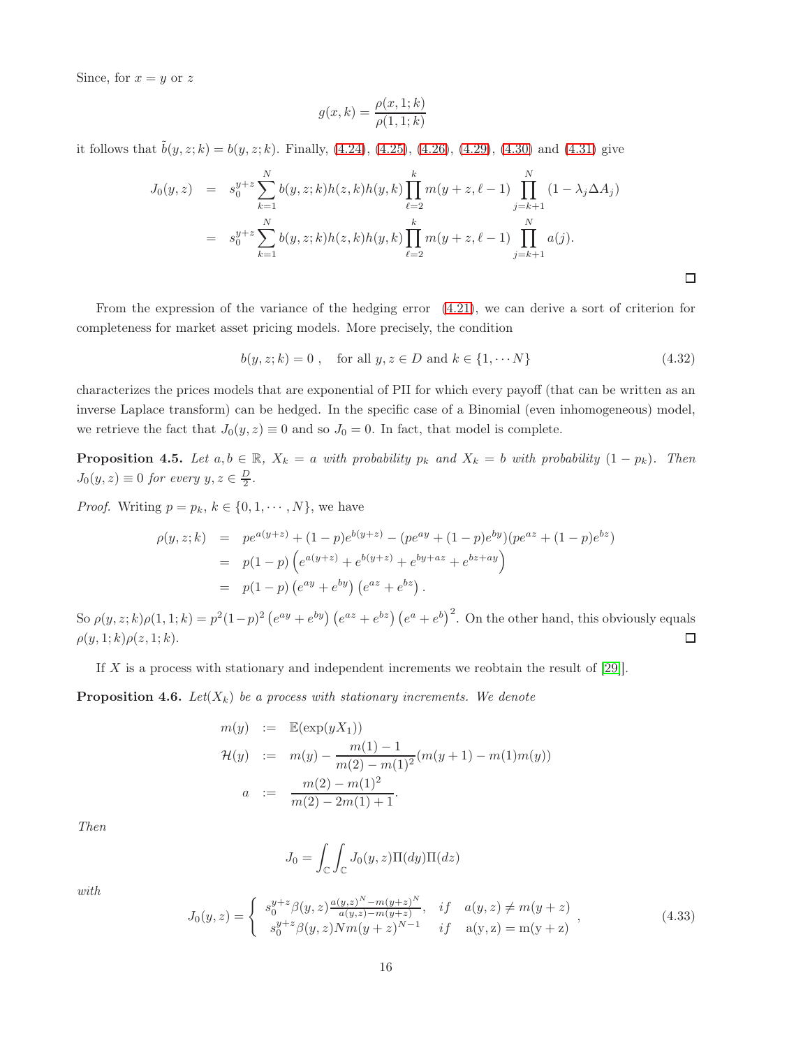Since, for $x = y$ or $z$

$$g(x,k) = \frac{\rho(x,1;k)}{\rho(1,1;k)}$$

it follows that $\tilde{b}(y,z;k) = b(y,z;k)$. Finally, (4.24), (4.25), (4.26), (4.29), (4.30) and (4.31) give

$$\begin{aligned}
J_0(y,z) &= s_0^{y+z} \sum_{k=1}^{N} b(y,z;k)h(z,k)h(y,k) \prod_{\ell=2}^{k} m(y+z,\ell-1) \prod_{j=k+1}^{N} (1 - \lambda_j \Delta A_j) \\
&= s_0^{y+z} \sum_{k=1}^{N} b(y,z;k)h(z,k)h(y,k) \prod_{\ell=2}^{k} m(y+z,\ell-1) \prod_{j=k+1}^{N} a(j).
\end{aligned}$$

□

From the expression of the variance of the hedging error (4.21), we can derive a sort of criterion for completeness for market asset pricing models. More precisely, the condition

$$b(y,z;k) = 0 \ , \quad \text{for all } y,z \in D \text{ and } k \in \{1,\cdots N\} \tag{4.32}$$

characterizes the prices models that are exponential of PII for which every payoff (that can be written as an inverse Laplace transform) can be hedged. In the specific case of a Binomial (even inhomogeneous) model, we retrieve the fact that $J_0(y,z) \equiv 0$ and so $J_0 = 0$. In fact, that model is complete.

**Proposition 4.5.** *Let $a, b \in \mathbb{R}$, $X_k = a$ with probability $p_k$ and $X_k = b$ with probability $(1 - p_k)$. Then $J_0(y,z) \equiv 0$ for every $y, z \in \frac{D}{2}$.*

*Proof.* Writing $p = p_k$, $k \in \{0, 1, \cdots, N\}$, we have

$$\begin{aligned}
\rho(y,z;k) &= pe^{a(y+z)} + (1-p)e^{b(y+z)} - (pe^{ay} + (1-p)e^{by})(pe^{az} + (1-p)e^{bz}) \\
&= p(1-p)\left(e^{a(y+z)} + e^{b(y+z)} + e^{by+az} + e^{bz+ay}\right) \\
&= p(1-p)\left(e^{ay} + e^{by}\right)\left(e^{az} + e^{bz}\right).
\end{aligned}$$

So $\rho(y,z;k)\rho(1,1;k) = p^2(1-p)^2\left(e^{ay} + e^{by}\right)\left(e^{az} + e^{bz}\right)\left(e^{a} + e^{b}\right)^2$. On the other hand, this obviously equals $\rho(y,1;k)\rho(z,1;k)$. □

If $X$ is a process with stationary and independent increments we reobtain the result of [29].

**Proposition 4.6.** *Let $(X_k)$ be a process with stationary increments. We denote*

$$\begin{aligned}
m(y) &:= \mathbb{E}(\exp(yX_1)) \\
\mathcal{H}(y) &:= m(y) - \frac{m(1)-1}{m(2)-m(1)^2}(m(y+1) - m(1)m(y)) \\
a &:= \frac{m(2)-m(1)^2}{m(2)-2m(1)+1}.
\end{aligned}$$

*Then*

$$J_0 = \int_{\mathbb{C}}\int_{\mathbb{C}} J_0(y,z)\Pi(dy)\Pi(dz)$$

*with*

$$J_0(y,z) = \begin{cases} s_0^{y+z}\beta(y,z)\frac{a(y,z)^N - m(y+z)^N}{a(y,z)-m(y+z)}, & if \quad a(y,z) \neq m(y+z) \\ s_0^{y+z}\beta(y,z)Nm(y+z)^{N-1} & if \quad \mathrm{a(y,z) = m(y+z)} \end{cases}, \tag{4.33}$$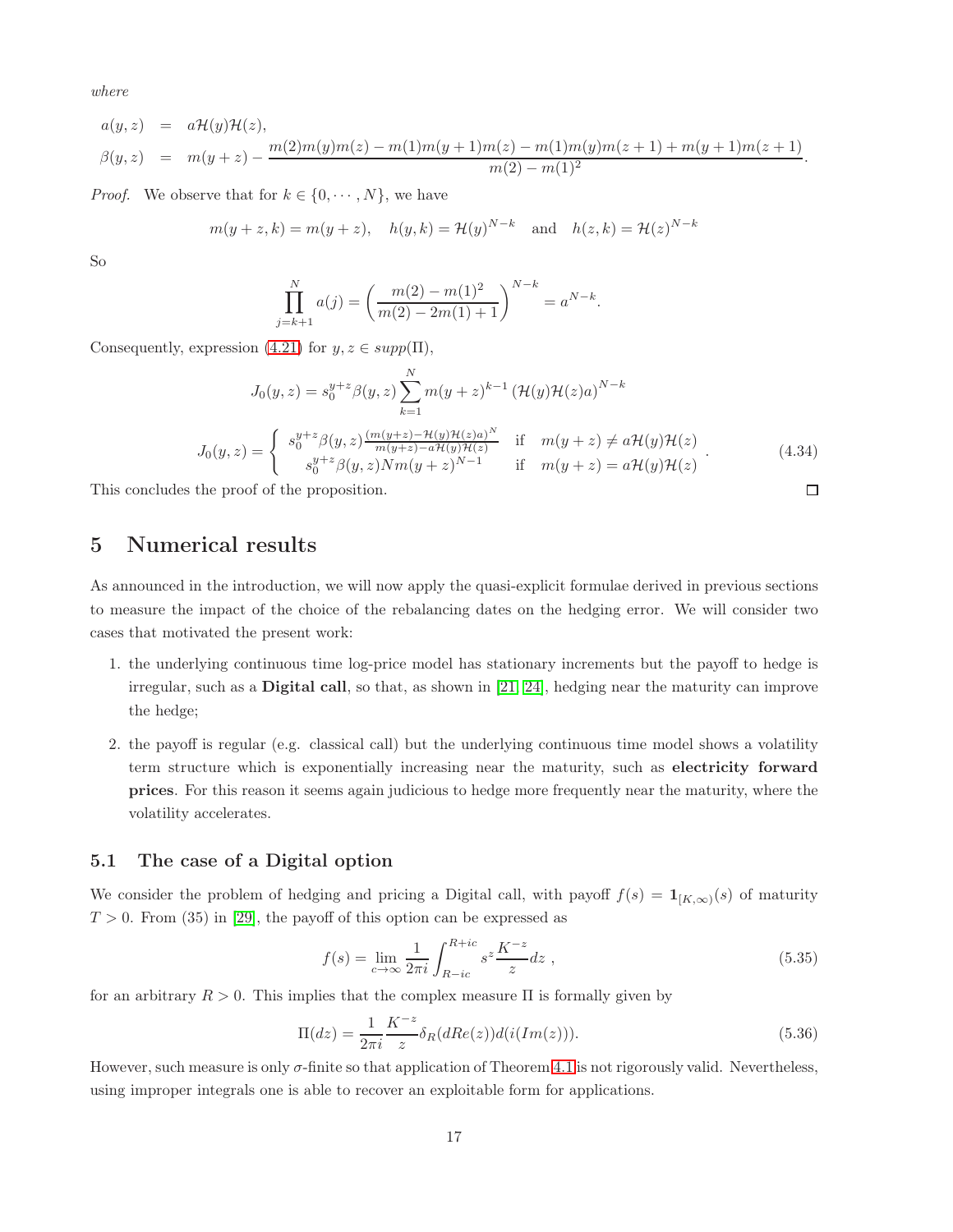*where*

$$
\begin{aligned}
a(y,z) &= a\mathcal{H}(y)\mathcal{H}(z),\\
\beta(y,z) &= m(y+z) - \frac{m(2)m(y)m(z) - m(1)m(y+1)m(z) - m(1)m(y)m(z+1) + m(y+1)m(z+1)}{m(2)-m(1)^2}.
\end{aligned}
$$

*Proof.* We observe that for $k \in \{0,\cdots,N\}$, we have

$$
m(y+z,k) = m(y+z), \quad h(y,k) = \mathcal{H}(y)^{N-k} \quad \text{and} \quad h(z,k) = \mathcal{H}(z)^{N-k}
$$

So

$$
\prod_{j=k+1}^{N} a(j) = \left(\frac{m(2)-m(1)^2}{m(2)-2m(1)+1}\right)^{N-k} = a^{N-k}.
$$

Consequently, expression (4.21) for $y,z \in supp(\Pi)$,

$$
J_0(y,z) = s_0^{y+z}\beta(y,z)\sum_{k=1}^{N} m(y+z)^{k-1}\left(\mathcal{H}(y)\mathcal{H}(z)a\right)^{N-k}
$$

$$
J_0(y,z) = \begin{cases} s_0^{y+z}\beta(y,z)\frac{(m(y+z)-\mathcal{H}(y)\mathcal{H}(z)a)^N}{m(y+z)-a\mathcal{H}(y)\mathcal{H}(z)} & \text{if} \quad m(y+z) \neq a\mathcal{H}(y)\mathcal{H}(z) \\ s_0^{y+z}\beta(y,z)Nm(y+z)^{N-1} & \text{if} \quad m(y+z) = a\mathcal{H}(y)\mathcal{H}(z) \end{cases}. \tag{4.34}
$$

This concludes the proof of the proposition. □

# 5 Numerical results

As announced in the introduction, we will now apply the quasi-explicit formulae derived in previous sections to measure the impact of the choice of the rebalancing dates on the hedging error. We will consider two cases that motivated the present work:

1. the underlying continuous time log-price model has stationary increments but the payoff to hedge is irregular, such as a **Digital call**, so that, as shown in [21, 24], hedging near the maturity can improve the hedge;
2. the payoff is regular (e.g. classical call) but the underlying continuous time model shows a volatility term structure which is exponentially increasing near the maturity, such as **electricity forward prices**. For this reason it seems again judicious to hedge more frequently near the maturity, where the volatility accelerates.

## 5.1 The case of a Digital option

We consider the problem of hedging and pricing a Digital call, with payoff $f(s) = \mathbf{1}_{[K,\infty)}(s)$ of maturity $T > 0$. From (35) in [29], the payoff of this option can be expressed as

$$
f(s) = \lim_{c\to\infty}\frac{1}{2\pi i}\int_{R-ic}^{R+ic} s^z\frac{K^{-z}}{z}dz\ , \tag{5.35}
$$

for an arbitrary $R > 0$. This implies that the complex measure $\Pi$ is formally given by

$$
\Pi(dz) = \frac{1}{2\pi i}\frac{K^{-z}}{z}\delta_R(dRe(z))d(i(Im(z))). \tag{5.36}
$$

However, such measure is only $\sigma$-finite so that application of Theorem 4.1 is not rigorously valid. Nevertheless, using improper integrals one is able to recover an exploitable form for applications.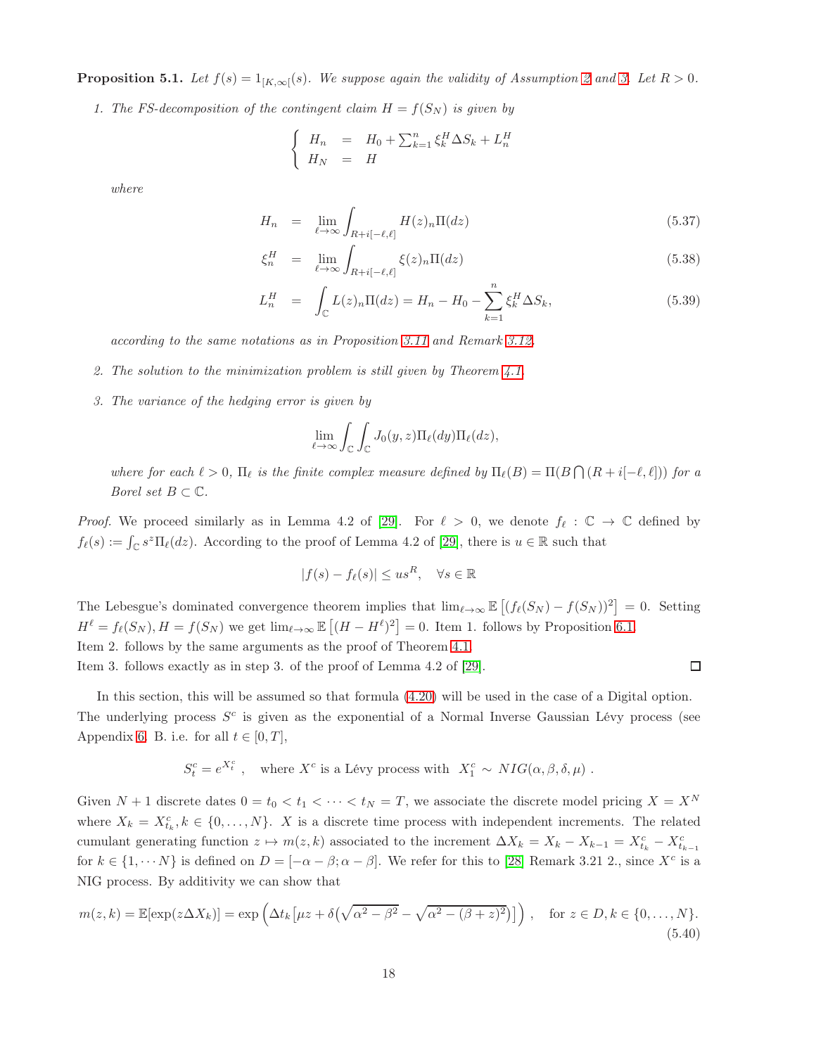**Proposition 5.1.** *Let $f(s) = 1_{[K,\infty[}(s)$. We suppose again the validity of Assumption 2 and 3. Let $R > 0$.*

1. *The FS-decomposition of the contingent claim $H = f(S_N)$ is given by*

$$\left\{ \begin{array}{lcl} H_n & = & H_0 + \sum_{k=1}^n \xi_k^H \Delta S_k + L_n^H \\ H_N & = & H \end{array} \right.$$

   *where*

$$H_n = \lim_{\ell \to \infty} \int_{R+i[-\ell,\ell]} H(z)_n \Pi(dz) \tag{5.37}$$

$$\xi_n^H = \lim_{\ell \to \infty} \int_{R+i[-\ell,\ell]} \xi(z)_n \Pi(dz) \tag{5.38}$$

$$L_n^H = \int_{\mathbb{C}} L(z)_n \Pi(dz) = H_n - H_0 - \sum_{k=1}^n \xi_k^H \Delta S_k, \tag{5.39}$$

   *according to the same notations as in Proposition 3.11 and Remark 3.12.*

2. *The solution to the minimization problem is still given by Theorem 4.1.*

3. *The variance of the hedging error is given by*

$$\lim_{\ell \to \infty} \int_{\mathbb{C}} \int_{\mathbb{C}} J_0(y,z) \Pi_\ell(dy) \Pi_\ell(dz),$$

   *where for each $\ell > 0$, $\Pi_\ell$ is the finite complex measure defined by $\Pi_\ell(B) = \Pi(B \bigcap (R + i[-\ell,\ell]))$ for a Borel set $B \subset \mathbb{C}$.*

*Proof.* We proceed similarly as in Lemma 4.2 of [29]. For $\ell > 0$, we denote $f_\ell : \mathbb{C} \to \mathbb{C}$ defined by $f_\ell(s) := \int_{\mathbb{C}} s^z \Pi_\ell(dz)$. According to the proof of Lemma 4.2 of [29], there is $u \in \mathbb{R}$ such that

$$|f(s) - f_\ell(s)| \leq u s^R, \quad \forall s \in \mathbb{R}$$

The Lebesgue's dominated convergence theorem implies that $\lim_{\ell \to \infty} \mathbb{E}\left[(f_\ell(S_N) - f(S_N))^2\right] = 0$. Setting $H^\ell = f_\ell(S_N), H = f(S_N)$ we get $\lim_{\ell \to \infty} \mathbb{E}\left[(H - H^\ell)^2\right] = 0$. Item 1. follows by Proposition 6.1.
Item 2. follows by the same arguments as the proof of Theorem 4.1.
Item 3. follows exactly as in step 3. of the proof of Lemma 4.2 of [29]. □

In this section, this will be assumed so that formula (4.20) will be used in the case of a Digital option. The underlying process $S^c$ is given as the exponential of a Normal Inverse Gaussian Lévy process (see Appendix 6. B. i.e. for all $t \in [0,T]$,

$$S_t^c = e^{X_t^c} \ , \quad \text{where } X^c \text{ is a Lévy process with } \ X_1^c \sim NIG(\alpha, \beta, \delta, \mu) \ .$$

Given $N+1$ discrete dates $0 = t_0 < t_1 < \cdots < t_N = T$, we associate the discrete model pricing $X = X^N$ where $X_k = X_{t_k}^c, k \in \{0, \ldots, N\}$. $X$ is a discrete time process with independent increments. The related cumulant generating function $z \mapsto m(z,k)$ associated to the increment $\Delta X_k = X_k - X_{k-1} = X_{t_k}^c - X_{t_{k-1}}^c$ for $k \in \{1, \cdots N\}$ is defined on $D = [-\alpha - \beta; \alpha - \beta]$. We refer for this to [28] Remark 3.21 2., since $X^c$ is a NIG process. By additivity we can show that

$$m(z,k) = \mathbb{E}[\exp(z\Delta X_k)] = \exp\left(\Delta t_k \left[\mu z + \delta\left(\sqrt{\alpha^2 - \beta^2} - \sqrt{\alpha^2 - (\beta + z)^2}\right)\right]\right) , \quad \text{for } z \in D, k \in \{0, \ldots, N\}. \tag{5.40}$$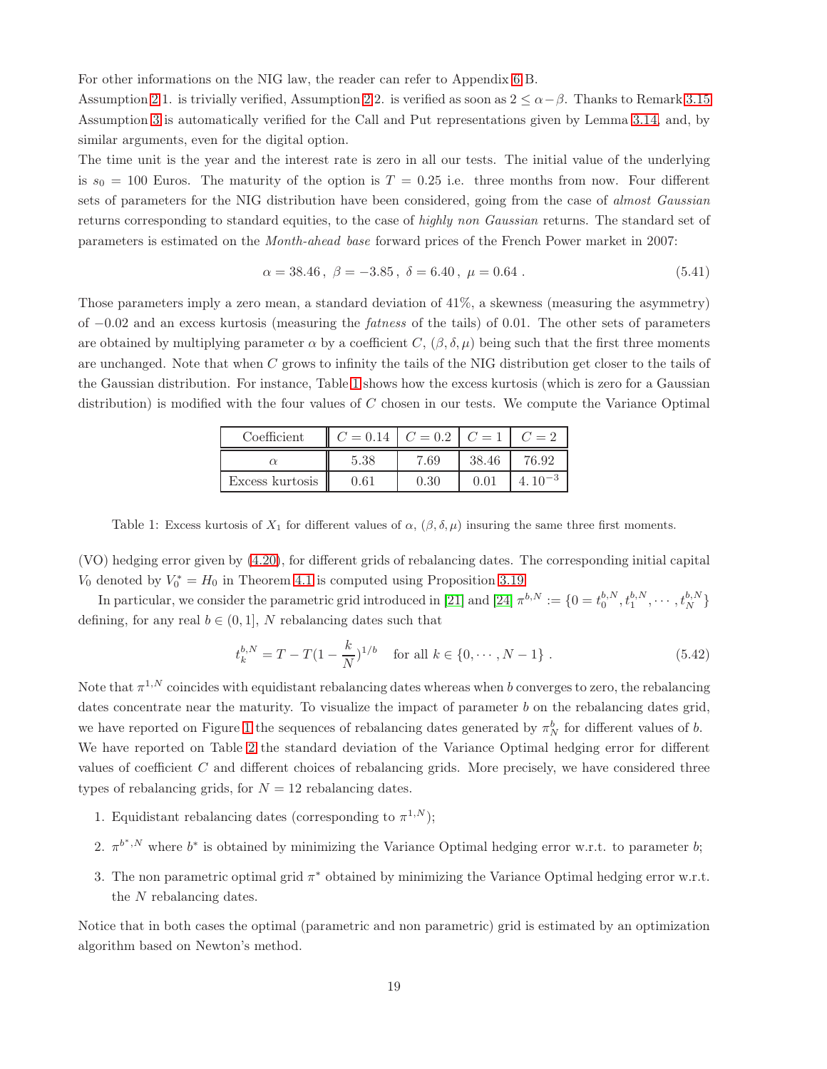For other informations on the NIG law, the reader can refer to Appendix 6 B.
Assumption 2 1. is trivially verified, Assumption 2 2. is verified as soon as $2 \leq \alpha - \beta$. Thanks to Remark 3.15 Assumption 3 is automatically verified for the Call and Put representations given by Lemma 3.14, and, by similar arguments, even for the digital option.
The time unit is the year and the interest rate is zero in all our tests. The initial value of the underlying is $s_0 = 100$ Euros. The maturity of the option is $T = 0.25$ i.e. three months from now. Four different sets of parameters for the NIG distribution have been considered, going from the case of *almost Gaussian* returns corresponding to standard equities, to the case of *highly non Gaussian* returns. The standard set of parameters is estimated on the *Month-ahead base* forward prices of the French Power market in 2007:

$$\alpha = 38.46\,,\ \beta = -3.85\,,\ \delta = 6.40\,,\ \mu = 0.64\ . \tag{5.41}$$

Those parameters imply a zero mean, a standard deviation of 41%, a skewness (measuring the asymmetry) of $-0.02$ and an excess kurtosis (measuring the *fatness* of the tails) of 0.01. The other sets of parameters are obtained by multiplying parameter $\alpha$ by a coefficient $C$, $(\beta, \delta, \mu)$ being such that the first three moments are unchanged. Note that when $C$ grows to infinity the tails of the NIG distribution get closer to the tails of the Gaussian distribution. For instance, Table 1 shows how the excess kurtosis (which is zero for a Gaussian distribution) is modified with the four values of $C$ chosen in our tests. We compute the Variance Optimal

| Coefficient | $C = 0.14$ | $C = 0.2$ | $C = 1$ | $C = 2$ |
|---|---|---|---|---|
| $\alpha$ | 5.38 | 7.69 | 38.46 | 76.92 |
| Excess kurtosis | 0.61 | 0.30 | 0.01 | $4.\,10^{-3}$ |

Table 1: Excess kurtosis of $X_1$ for different values of $\alpha$, $(\beta, \delta, \mu)$ insuring the same three first moments.

(VO) hedging error given by (4.20), for different grids of rebalancing dates. The corresponding initial capital $V_0$ denoted by $V_0^* = H_0$ in Theorem 4.1 is computed using Proposition 3.19.

In particular, we consider the parametric grid introduced in [21] and [24] $\pi^{b,N} := \{0 = t_0^{b,N}, t_1^{b,N}, \cdots, t_N^{b,N}\}$ defining, for any real $b \in (0, 1]$, $N$ rebalancing dates such that

$$t_k^{b,N} = T - T(1 - \frac{k}{N})^{1/b} \quad \text{for all } k \in \{0, \cdots, N-1\}\ . \tag{5.42}$$

Note that $\pi^{1,N}$ coincides with equidistant rebalancing dates whereas when $b$ converges to zero, the rebalancing dates concentrate near the maturity. To visualize the impact of parameter $b$ on the rebalancing dates grid, we have reported on Figure 1 the sequences of rebalancing dates generated by $\pi_N^b$ for different values of $b$.
We have reported on Table 2 the standard deviation of the Variance Optimal hedging error for different values of coefficient $C$ and different choices of rebalancing grids. More precisely, we have considered three types of rebalancing grids, for $N = 12$ rebalancing dates.

1. Equidistant rebalancing dates (corresponding to $\pi^{1,N}$);
2. $\pi^{b^*,N}$ where $b^*$ is obtained by minimizing the Variance Optimal hedging error w.r.t. to parameter $b$;
3. The non parametric optimal grid $\pi^*$ obtained by minimizing the Variance Optimal hedging error w.r.t. the $N$ rebalancing dates.

Notice that in both cases the optimal (parametric and non parametric) grid is estimated by an optimization algorithm based on Newton's method.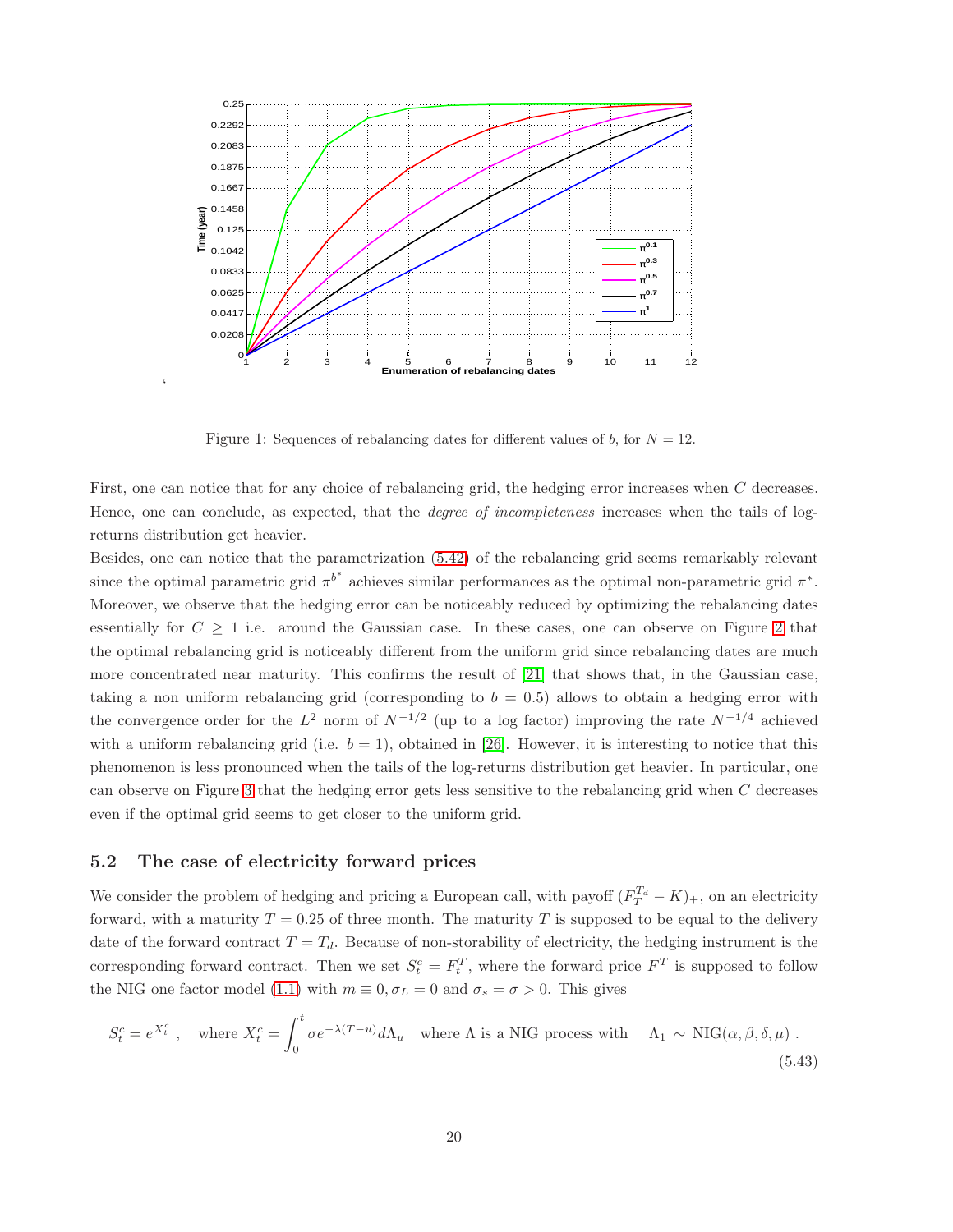Figure 1: Sequences of rebalancing dates for different values of $b$, for $N = 12$.

First, one can notice that for any choice of rebalancing grid, the hedging error increases when $C$ decreases. Hence, one can conclude, as expected, that the *degree of incompleteness* increases when the tails of log-returns distribution get heavier.

Besides, one can notice that the parametrization (5.42) of the rebalancing grid seems remarkably relevant since the optimal parametric grid $\pi^{b^*}$ achieves similar performances as the optimal non-parametric grid $\pi^*$. Moreover, we observe that the hedging error can be noticeably reduced by optimizing the rebalancing dates essentially for $C \geq 1$ i.e. around the Gaussian case. In these cases, one can observe on Figure 2 that the optimal rebalancing grid is noticeably different from the uniform grid since rebalancing dates are much more concentrated near maturity. This confirms the result of [21] that shows that, in the Gaussian case, taking a non uniform rebalancing grid (corresponding to $b = 0.5$) allows to obtain a hedging error with the convergence order for the $L^2$ norm of $N^{-1/2}$ (up to a log factor) improving the rate $N^{-1/4}$ achieved with a uniform rebalancing grid (i.e. $b = 1$), obtained in [26]. However, it is interesting to notice that this phenomenon is less pronounced when the tails of the log-returns distribution get heavier. In particular, one can observe on Figure 3 that the hedging error gets less sensitive to the rebalancing grid when $C$ decreases even if the optimal grid seems to get closer to the uniform grid.

## 5.2 The case of electricity forward prices

We consider the problem of hedging and pricing a European call, with payoff $(F_T^{T_d} - K)_+$, on an electricity forward, with a maturity $T = 0.25$ of three month. The maturity $T$ is supposed to be equal to the delivery date of the forward contract $T = T_d$. Because of non-storability of electricity, the hedging instrument is the corresponding forward contract. Then we set $S_t^c = F_t^T$, where the forward price $F^T$ is supposed to follow the NIG one factor model (1.1) with $m \equiv 0, \sigma_L = 0$ and $\sigma_s = \sigma > 0$. This gives

$$S_t^c = e^{X_t^c} \ , \quad \text{where } X_t^c = \int_0^t \sigma e^{-\lambda(T-u)} d\Lambda_u \quad \text{where } \Lambda \text{ is a NIG process with} \quad \Lambda_1 \sim \text{NIG}(\alpha, \beta, \delta, \mu) \ . \tag{5.43}$$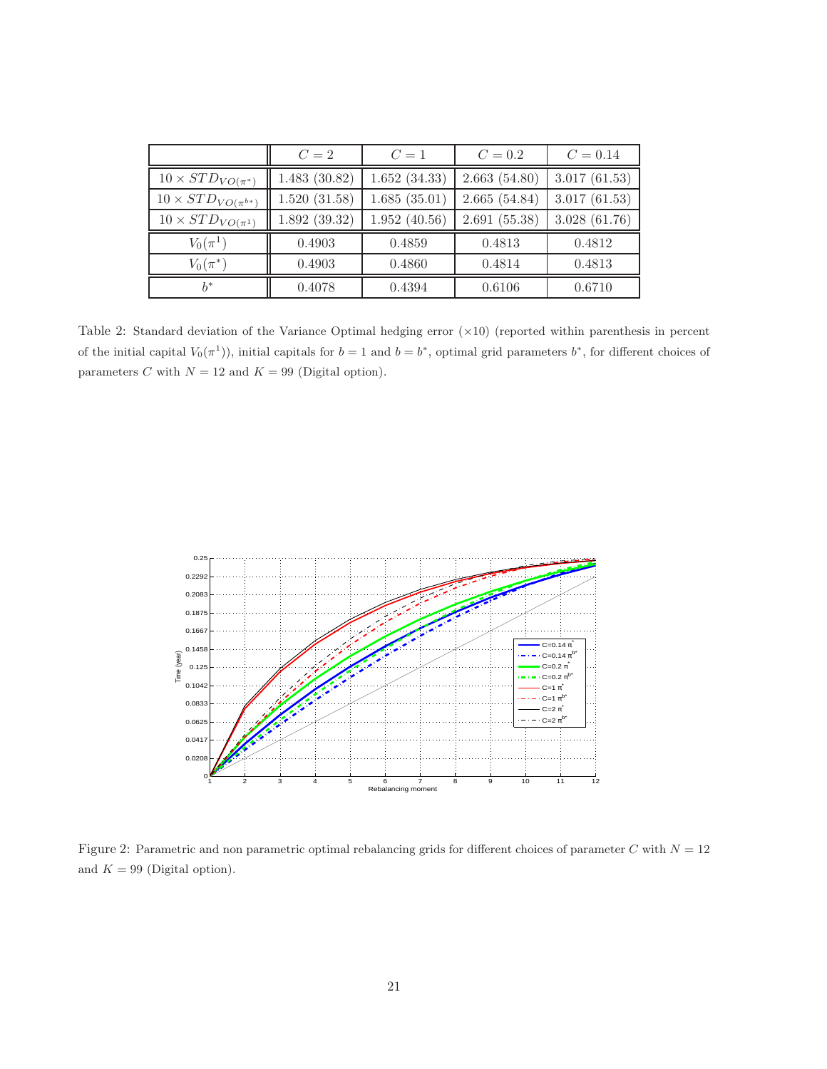|  | $C = 2$ | $C = 1$ | $C = 0.2$ | $C = 0.14$ |
|---|---|---|---|---|
| $10 \times STD_{VO(\pi^*)}$ | 1.483 (30.82) | 1.652 (34.33) | 2.663 (54.80) | 3.017 (61.53) |
| $10 \times STD_{VO(\pi^{b*})}$ | 1.520 (31.58) | 1.685 (35.01) | 2.665 (54.84) | 3.017 (61.53) |
| $10 \times STD_{VO(\pi^1)}$ | 1.892 (39.32) | 1.952 (40.56) | 2.691 (55.38) | 3.028 (61.76) |
| $V_0(\pi^1)$ | 0.4903 | 0.4859 | 0.4813 | 0.4812 |
| $V_0(\pi^*)$ | 0.4903 | 0.4860 | 0.4814 | 0.4813 |
| $b^*$ | 0.4078 | 0.4394 | 0.6106 | 0.6710 |

Table 2: Standard deviation of the Variance Optimal hedging error ($\times 10$) (reported within parenthesis in percent of the initial capital $V_0(\pi^1)$), initial capitals for $b = 1$ and $b = b^*$, optimal grid parameters $b^*$, for different choices of parameters $C$ with $N = 12$ and $K = 99$ (Digital option).

Figure 2: Parametric and non parametric optimal rebalancing grids for different choices of parameter $C$ with $N = 12$ and $K = 99$ (Digital option).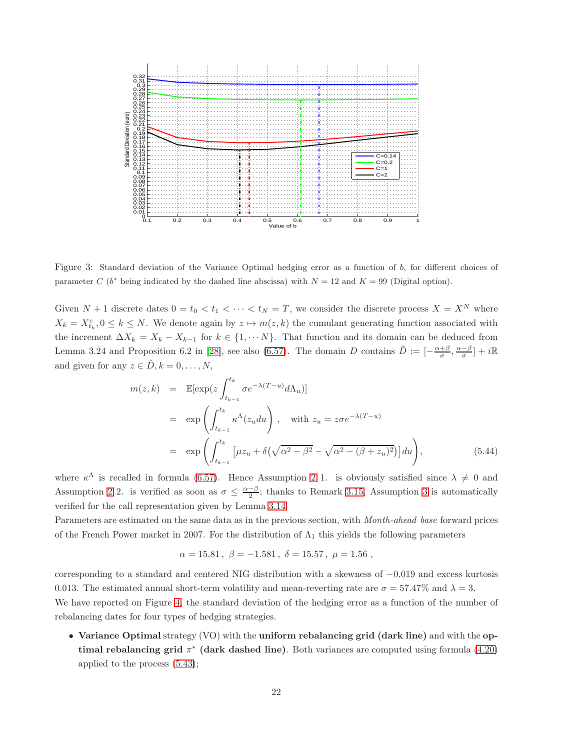Figure 3: Standard deviation of the Variance Optimal hedging error as a function of $b$, for different choices of parameter $C$ ($b^*$ being indicated by the dashed line abscissa) with $N = 12$ and $K = 99$ (Digital option).

Given $N+1$ discrete dates $0 = t_0 < t_1 < \cdots < t_N = T$, we consider the discrete process $X = X^N$ where $X_k = X^c_{t_k}, 0 \leq k \leq N$. We denote again by $z \mapsto m(z,k)$ the cumulant generating function associated with the increment $\Delta X_k = X_k - X_{k-1}$ for $k \in \{1, \cdots N\}$. That function and its domain can be deduced from Lemma 3.24 and Proposition 6.2 in [28], see also (6.57). The domain $D$ contains $\tilde{D} := [-\frac{\alpha+\beta}{\sigma}, \frac{\alpha-\beta}{\sigma}] + i\mathbb{R}$ and given for any $z \in \tilde{D}, k = 0, \ldots, N$,

$$
\begin{aligned}
m(z,k) &= \mathbb{E}[\exp(z \int_{t_{k-1}}^{t_k} \sigma e^{-\lambda(T-u)} d\Lambda_u)] \\
&= \exp\left(\int_{t_{k-1}}^{t_k} \kappa^{\Lambda}(z_u du\right), \quad \text{with } z_u = z\sigma e^{-\lambda(T-u)} \\
&= \exp\left(\int_{t_{k-1}}^{t_k} \left[\mu z_u + \delta\left(\sqrt{\alpha^2 - \beta^2} - \sqrt{\alpha^2 - (\beta + z_u)^2}\right)\right] du\right), \qquad (5.44)
\end{aligned}
$$

where $\kappa^{\Lambda}$ is recalled in formula (6.57). Hence Assumption 2 1. is obviously satisfied since $\lambda \neq 0$ and Assumption 2 2. is verified as soon as $\sigma \leq \frac{\alpha-\beta}{2}$; thanks to Remark 3.15, Assumption 3 is automatically verified for the call representation given by Lemma 3.14.

Parameters are estimated on the same data as in the previous section, with *Month-ahead base* forward prices of the French Power market in 2007. For the distribution of $\Lambda_1$ this yields the following parameters

$$
\alpha = 15.81\,,\ \beta = -1.581\,,\ \delta = 15.57\,,\ \mu = 1.56\ ,
$$

corresponding to a standard and centered NIG distribution with a skewness of $-0.019$ and excess kurtosis $0.013$. The estimated annual short-term volatility and mean-reverting rate are $\sigma = 57.47\%$ and $\lambda = 3$.

We have reported on Figure 4, the standard deviation of the hedging error as a function of the number of rebalancing dates for four types of hedging strategies.

- **Variance Optimal** strategy (VO) with the **uniform rebalancing grid (dark line)** and with the **optimal rebalancing grid** $\pi^*$ **(dark dashed line)**. Both variances are computed using formula (4.20) applied to the process (5.43);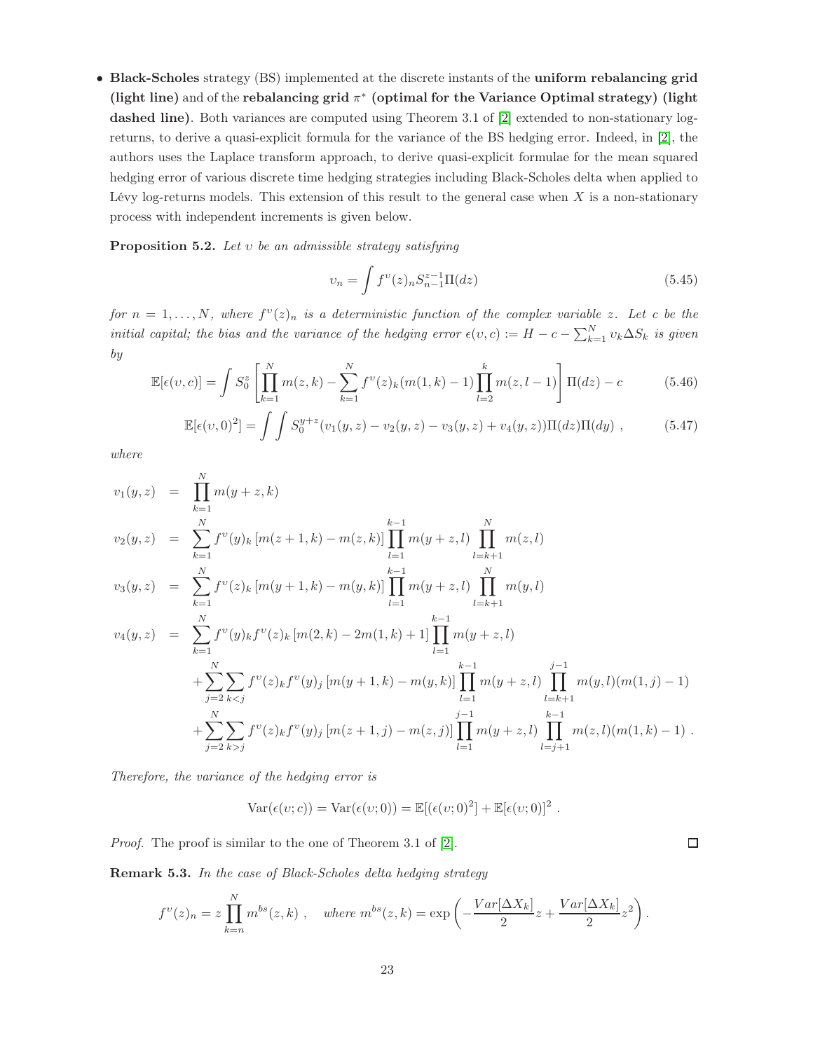- **Black-Scholes** strategy (BS) implemented at the discrete instants of the **uniform rebalancing grid (light line)** and of the **rebalancing grid $\pi^*$ (optimal for the Variance Optimal strategy) (light dashed line)**. Both variances are computed using Theorem 3.1 of [2] extended to non-stationary log-returns, to derive a quasi-explicit formula for the variance of the BS hedging error. Indeed, in [2], the authors uses the Laplace transform approach, to derive quasi-explicit formulae for the mean squared hedging error of various discrete time hedging strategies including Black-Scholes delta when applied to Lévy log-returns models. This extension of this result to the general case when $X$ is a non-stationary process with independent increments is given below.

**Proposition 5.2.** *Let $\upsilon$ be an admissible strategy satisfying*

$$\upsilon_n = \int f^{\upsilon}(z)_n S_{n-1}^{z-1} \Pi(dz) \tag{5.45}$$

*for $n = 1, \dots, N$, where $f^{\upsilon}(z)_n$ is a deterministic function of the complex variable $z$. Let $c$ be the initial capital; the bias and the variance of the hedging error $\epsilon(\upsilon, c) := H - c - \sum_{k=1}^{N} \upsilon_k \Delta S_k$ is given by*

$$\mathbb{E}[\epsilon(\upsilon, c)] = \int S_0^z \left[ \prod_{k=1}^{N} m(z,k) - \sum_{k=1}^{N} f^{\upsilon}(z)_k (m(1,k) - 1) \prod_{l=2}^{k} m(z, l-1) \right] \Pi(dz) - c \tag{5.46}$$

$$\mathbb{E}[\epsilon(\upsilon, 0)^2] = \int \int S_0^{y+z} (v_1(y,z) - v_2(y,z) - v_3(y,z) + v_4(y,z)) \Pi(dz) \Pi(dy) \ , \tag{5.47}$$

*where*

$$\begin{aligned}
v_1(y,z) &= \prod_{k=1}^{N} m(y+z,k) \\
v_2(y,z) &= \sum_{k=1}^{N} f^{\upsilon}(y)_k \left[ m(z+1,k) - m(z,k) \right] \prod_{l=1}^{k-1} m(y+z,l) \prod_{l=k+1}^{N} m(z,l) \\
v_3(y,z) &= \sum_{k=1}^{N} f^{\upsilon}(z)_k \left[ m(y+1,k) - m(y,k) \right] \prod_{l=1}^{k-1} m(y+z,l) \prod_{l=k+1}^{N} m(y,l) \\
v_4(y,z) &= \sum_{k=1}^{N} f^{\upsilon}(y)_k f^{\upsilon}(z)_k \left[ m(2,k) - 2m(1,k) + 1 \right] \prod_{l=1}^{k-1} m(y+z,l) \\
&\quad + \sum_{j=2}^{N} \sum_{k<j} f^{\upsilon}(z)_k f^{\upsilon}(y)_j \left[ m(y+1,k) - m(y,k) \right] \prod_{l=1}^{k-1} m(y+z,l) \prod_{l=k+1}^{j-1} m(y,l) (m(1,j) - 1) \\
&\quad + \sum_{j=2}^{N} \sum_{k>j} f^{\upsilon}(z)_k f^{\upsilon}(y)_j \left[ m(z+1,j) - m(z,j) \right] \prod_{l=1}^{j-1} m(y+z,l) \prod_{l=j+1}^{k-1} m(z,l) (m(1,k) - 1) \ .
\end{aligned}$$

*Therefore, the variance of the hedging error is*

$$\mathrm{Var}(\epsilon(\upsilon; c)) = \mathrm{Var}(\epsilon(\upsilon; 0)) = \mathbb{E}[(\epsilon(\upsilon; 0)^2] + \mathbb{E}[\epsilon(\upsilon; 0)]^2 \ .$$

*Proof.* The proof is similar to the one of Theorem 3.1 of [2]. □

**Remark 5.3.** *In the case of Black-Scholes delta hedging strategy*

$$f^{\upsilon}(z)_n = z \prod_{k=n}^{N} m^{bs}(z,k) \ , \quad \textit{where } m^{bs}(z,k) = \exp\left( -\frac{Var[\Delta X_k]}{2} z + \frac{Var[\Delta X_k]}{2} z^2 \right).$$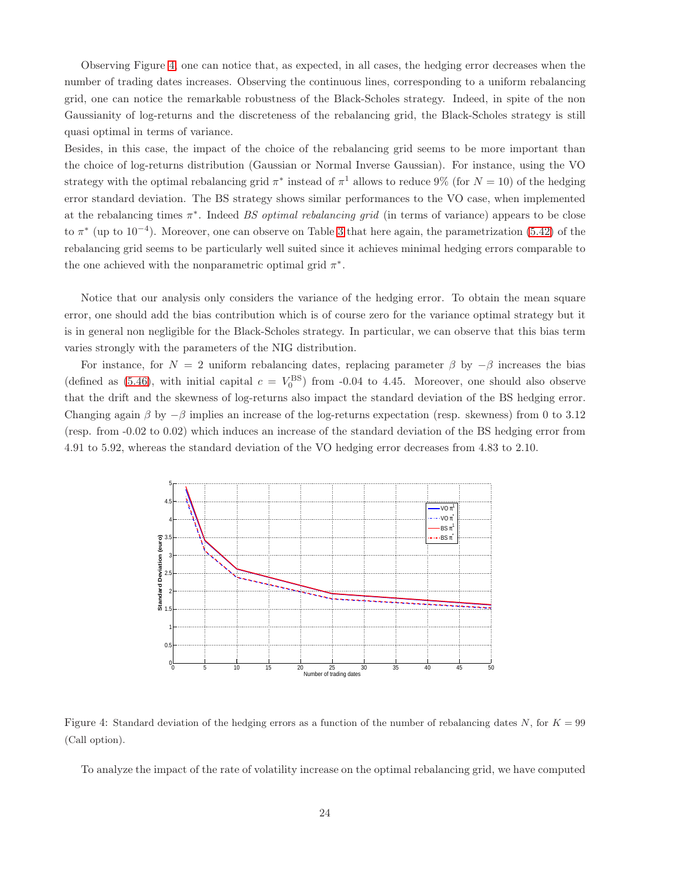Observing Figure 4, one can notice that, as expected, in all cases, the hedging error decreases when the number of trading dates increases. Observing the continuous lines, corresponding to a uniform rebalancing grid, one can notice the remarkable robustness of the Black-Scholes strategy. Indeed, in spite of the non Gaussianity of log-returns and the discreteness of the rebalancing grid, the Black-Scholes strategy is still quasi optimal in terms of variance.
Besides, in this case, the impact of the choice of the rebalancing grid seems to be more important than the choice of log-returns distribution (Gaussian or Normal Inverse Gaussian). For instance, using the VO strategy with the optimal rebalancing grid $\pi^*$ instead of $\pi^1$ allows to reduce 9% (for $N = 10$) of the hedging error standard deviation. The BS strategy shows similar performances to the VO case, when implemented at the rebalancing times $\pi^*$. Indeed *BS optimal rebalancing grid* (in terms of variance) appears to be close to $\pi^*$ (up to $10^{-4}$). Moreover, one can observe on Table 3 that here again, the parametrization (5.42) of the rebalancing grid seems to be particularly well suited since it achieves minimal hedging errors comparable to the one achieved with the nonparametric optimal grid $\pi^*$.

Notice that our analysis only considers the variance of the hedging error. To obtain the mean square error, one should add the bias contribution which is of course zero for the variance optimal strategy but it is in general non negligible for the Black-Scholes strategy. In particular, we can observe that this bias term varies strongly with the parameters of the NIG distribution.

For instance, for $N = 2$ uniform rebalancing dates, replacing parameter $\beta$ by $-\beta$ increases the bias (defined as (5.46), with initial capital $c = V_0^{\mathrm{BS}}$) from -0.04 to 4.45. Moreover, one should also observe that the drift and the skewness of log-returns also impact the standard deviation of the BS hedging error. Changing again $\beta$ by $-\beta$ implies an increase of the log-returns expectation (resp. skewness) from 0 to 3.12 (resp. from -0.02 to 0.02) which induces an increase of the standard deviation of the BS hedging error from 4.91 to 5.92, whereas the standard deviation of the VO hedging error decreases from 4.83 to 2.10.

Figure 4: Standard deviation of the hedging errors as a function of the number of rebalancing dates $N$, for $K = 99$ (Call option).

To analyze the impact of the rate of volatility increase on the optimal rebalancing grid, we have computed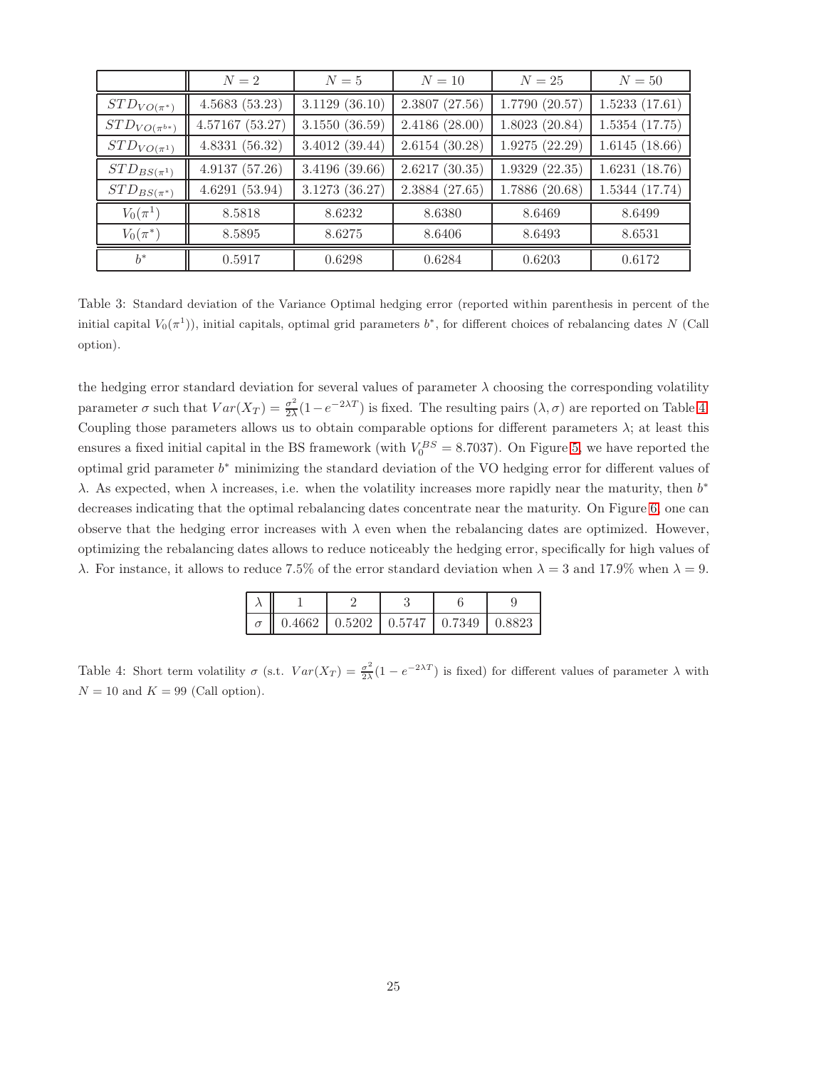|  | $N = 2$ | $N = 5$ | $N = 10$ | $N = 25$ | $N = 50$ |
|---|---|---|---|---|---|
| $STD_{VO(\pi^*)}$ | 4.5683 (53.23) | 3.1129 (36.10) | 2.3807 (27.56) | 1.7790 (20.57) | 1.5233 (17.61) |
| $STD_{VO(\pi^{b*})}$ | 4.57167 (53.27) | 3.1550 (36.59) | 2.4186 (28.00) | 1.8023 (20.84) | 1.5354 (17.75) |
| $STD_{VO(\pi^1)}$ | 4.8331 (56.32) | 3.4012 (39.44) | 2.6154 (30.28) | 1.9275 (22.29) | 1.6145 (18.66) |
| $STD_{BS(\pi^1)}$ | 4.9137 (57.26) | 3.4196 (39.66) | 2.6217 (30.35) | 1.9329 (22.35) | 1.6231 (18.76) |
| $STD_{BS(\pi^*)}$ | 4.6291 (53.94) | 3.1273 (36.27) | 2.3884 (27.65) | 1.7886 (20.68) | 1.5344 (17.74) |
| $V_0(\pi^1)$ | 8.5818 | 8.6232 | 8.6380 | 8.6469 | 8.6499 |
| $V_0(\pi^*)$ | 8.5895 | 8.6275 | 8.6406 | 8.6493 | 8.6531 |
| $b^*$ | 0.5917 | 0.6298 | 0.6284 | 0.6203 | 0.6172 |

Table 3: Standard deviation of the Variance Optimal hedging error (reported within parenthesis in percent of the initial capital $V_0(\pi^1)$), initial capitals, optimal grid parameters $b^*$, for different choices of rebalancing dates $N$ (Call option).

the hedging error standard deviation for several values of parameter $\lambda$ choosing the corresponding volatility parameter $\sigma$ such that $Var(X_T) = \frac{\sigma^2}{2\lambda}(1 - e^{-2\lambda T})$ is fixed. The resulting pairs $(\lambda, \sigma)$ are reported on Table 4. Coupling those parameters allows us to obtain comparable options for different parameters $\lambda$; at least this ensures a fixed initial capital in the BS framework (with $V_0^{BS} = 8.7037$). On Figure 5, we have reported the optimal grid parameter $b^*$ minimizing the standard deviation of the VO hedging error for different values of $\lambda$. As expected, when $\lambda$ increases, i.e. when the volatility increases more rapidly near the maturity, then $b^*$ decreases indicating that the optimal rebalancing dates concentrate near the maturity. On Figure 6, one can observe that the hedging error increases with $\lambda$ even when the rebalancing dates are optimized. However, optimizing the rebalancing dates allows to reduce noticeably the hedging error, specifically for high values of $\lambda$. For instance, it allows to reduce 7.5% of the error standard deviation when $\lambda = 3$ and 17.9% when $\lambda = 9$.

| $\lambda$ | 1 | 2 | 3 | 6 | 9 |
|---|---|---|---|---|---|
| $\sigma$ | 0.4662 | 0.5202 | 0.5747 | 0.7349 | 0.8823 |

Table 4: Short term volatility $\sigma$ (s.t. $Var(X_T) = \frac{\sigma^2}{2\lambda}(1 - e^{-2\lambda T})$ is fixed) for different values of parameter $\lambda$ with $N = 10$ and $K = 99$ (Call option).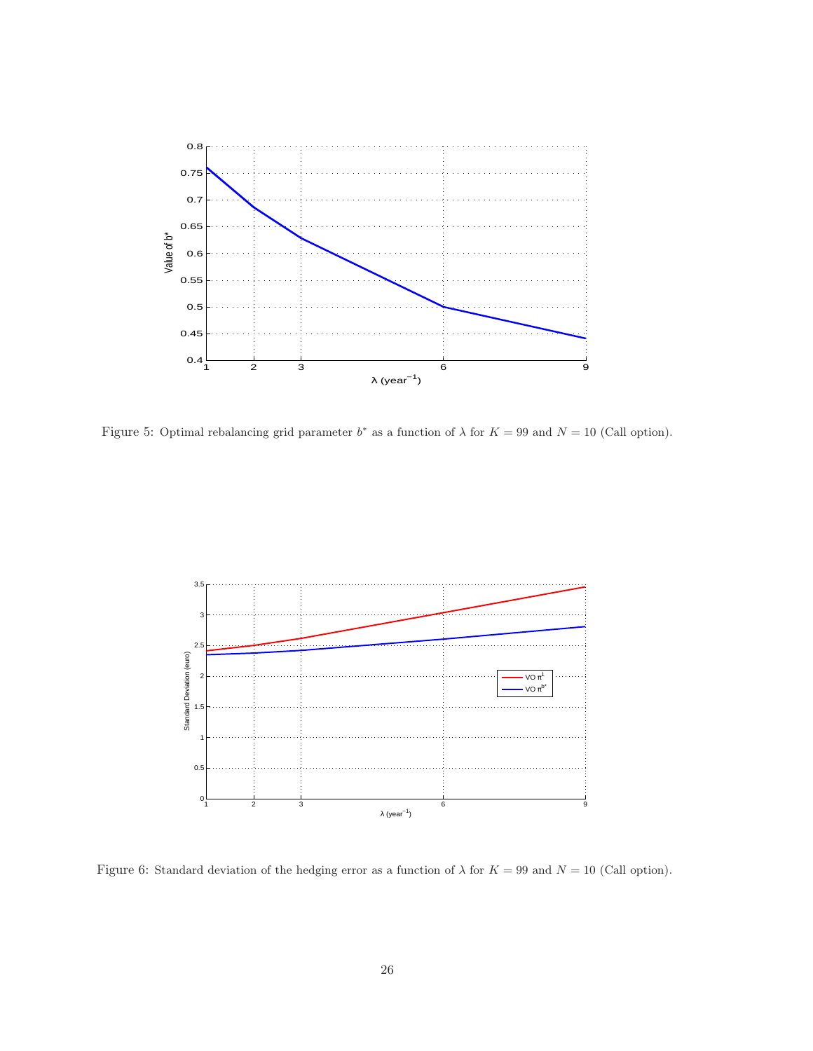Figure 5: Optimal rebalancing grid parameter $b^*$ as a function of $\lambda$ for $K = 99$ and $N = 10$ (Call option).

Figure 6: Standard deviation of the hedging error as a function of $\lambda$ for $K = 99$ and $N = 10$ (Call option).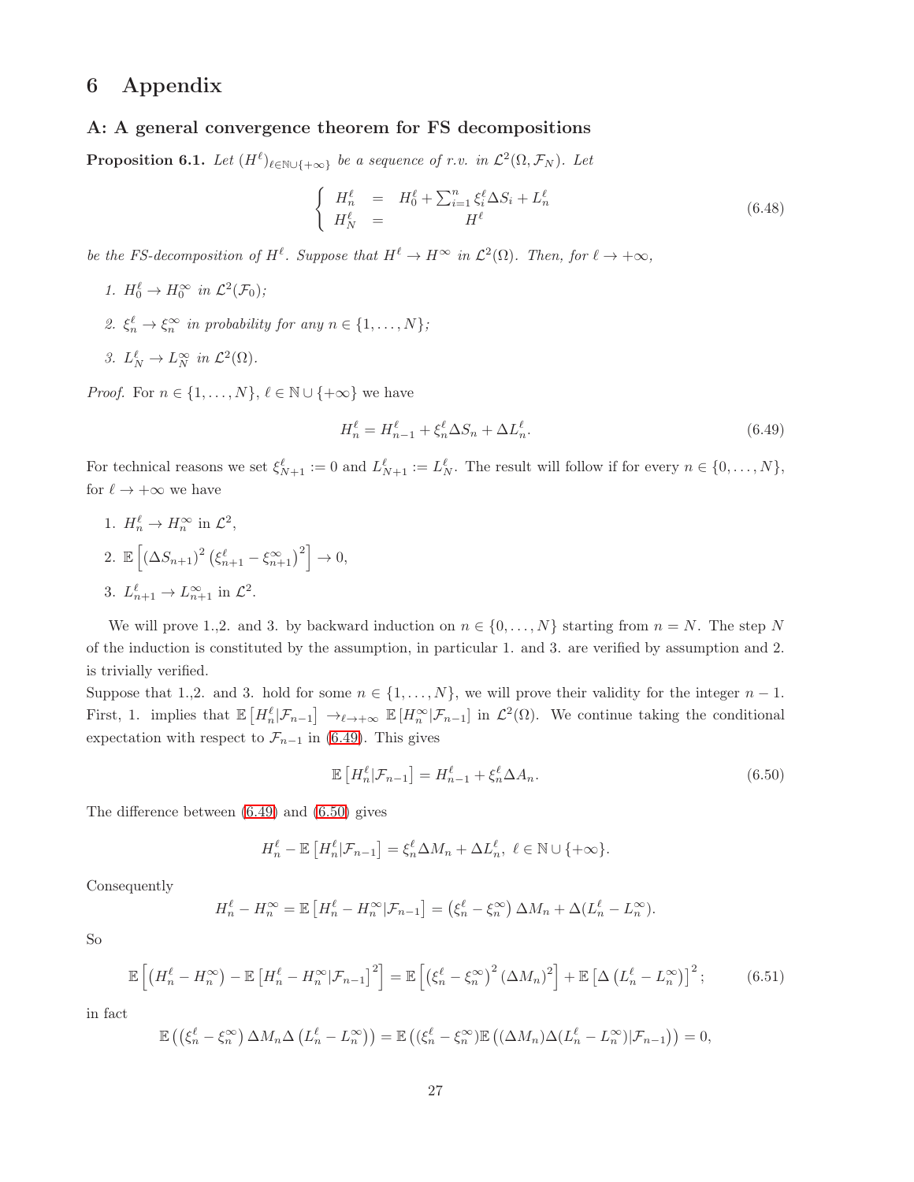# 6 Appendix

## A: A general convergence theorem for FS decompositions

**Proposition 6.1.** *Let $(H^\ell)_{\ell \in \mathbb{N}\cup\{+\infty\}}$ be a sequence of r.v. in $\mathcal{L}^2(\Omega, \mathcal{F}_N)$. Let*

$$\left\{ \begin{array}{lll} H_n^\ell & = & H_0^\ell + \sum_{i=1}^n \xi_i^\ell \Delta S_i + L_n^\ell \\ H_N^\ell & = & H^\ell \end{array} \right. \tag{6.48}$$

*be the FS-decomposition of $H^\ell$. Suppose that $H^\ell \to H^\infty$ in $\mathcal{L}^2(\Omega)$. Then, for $\ell \to +\infty$,*

1. *$H_0^\ell \to H_0^\infty$ in $\mathcal{L}^2(\mathcal{F}_0)$;*
2. *$\xi_n^\ell \to \xi_n^\infty$ in probability for any $n \in \{1, \ldots, N\}$;*
3. *$L_N^\ell \to L_N^\infty$ in $\mathcal{L}^2(\Omega)$.*

*Proof.* For $n \in \{1, \ldots, N\}$, $\ell \in \mathbb{N}\cup\{+\infty\}$ we have

$$H_n^\ell = H_{n-1}^\ell + \xi_n^\ell \Delta S_n + \Delta L_n^\ell. \tag{6.49}$$

For technical reasons we set $\xi_{N+1}^\ell := 0$ and $L_{N+1}^\ell := L_N^\ell$. The result will follow if for every $n \in \{0, \ldots, N\}$, for $\ell \to +\infty$ we have

1. $H_n^\ell \to H_n^\infty$ in $\mathcal{L}^2$,
2. $\mathbb{E}\left[(\Delta S_{n+1})^2 \left(\xi_{n+1}^\ell - \xi_{n+1}^\infty\right)^2\right] \to 0$,
3. $L_{n+1}^\ell \to L_{n+1}^\infty$ in $\mathcal{L}^2$.

We will prove 1.,2. and 3. by backward induction on $n \in \{0, \ldots, N\}$ starting from $n = N$. The step $N$ of the induction is constituted by the assumption, in particular 1. and 3. are verified by assumption and 2. is trivially verified.

Suppose that 1.,2. and 3. hold for some $n \in \{1, \ldots, N\}$, we will prove their validity for the integer $n-1$. First, 1. implies that $\mathbb{E}\left[H_n^\ell | \mathcal{F}_{n-1}\right] \to_{\ell \to +\infty} \mathbb{E}\left[H_n^\infty | \mathcal{F}_{n-1}\right]$ in $\mathcal{L}^2(\Omega)$. We continue taking the conditional expectation with respect to $\mathcal{F}_{n-1}$ in (6.49). This gives

$$\mathbb{E}\left[H_n^\ell | \mathcal{F}_{n-1}\right] = H_{n-1}^\ell + \xi_n^\ell \Delta A_n. \tag{6.50}$$

The difference between (6.49) and (6.50) gives

$$H_n^\ell - \mathbb{E}\left[H_n^\ell | \mathcal{F}_{n-1}\right] = \xi_n^\ell \Delta M_n + \Delta L_n^\ell, \ \ell \in \mathbb{N}\cup\{+\infty\}.$$

Consequently

$$H_n^\ell - H_n^\infty = \mathbb{E}\left[H_n^\ell - H_n^\infty | \mathcal{F}_{n-1}\right] = \left(\xi_n^\ell - \xi_n^\infty\right) \Delta M_n + \Delta(L_n^\ell - L_n^\infty).$$

So

$$\mathbb{E}\left[\left(H_n^\ell - H_n^\infty\right) - \mathbb{E}\left[H_n^\ell - H_n^\infty | \mathcal{F}_{n-1}\right]^2\right] = \mathbb{E}\left[\left(\xi_n^\ell - \xi_n^\infty\right)^2 (\Delta M_n)^2\right] + \mathbb{E}\left[\Delta\left(L_n^\ell - L_n^\infty\right)\right]^2; \tag{6.51}$$

in fact

$$\mathbb{E}\left(\left(\xi_n^\ell - \xi_n^\infty\right) \Delta M_n \Delta\left(L_n^\ell - L_n^\infty\right)\right) = \mathbb{E}\left((\xi_n^\ell - \xi_n^\infty)\mathbb{E}\left((\Delta M_n)\Delta(L_n^\ell - L_n^\infty)|\mathcal{F}_{n-1}\right)\right) = 0,$$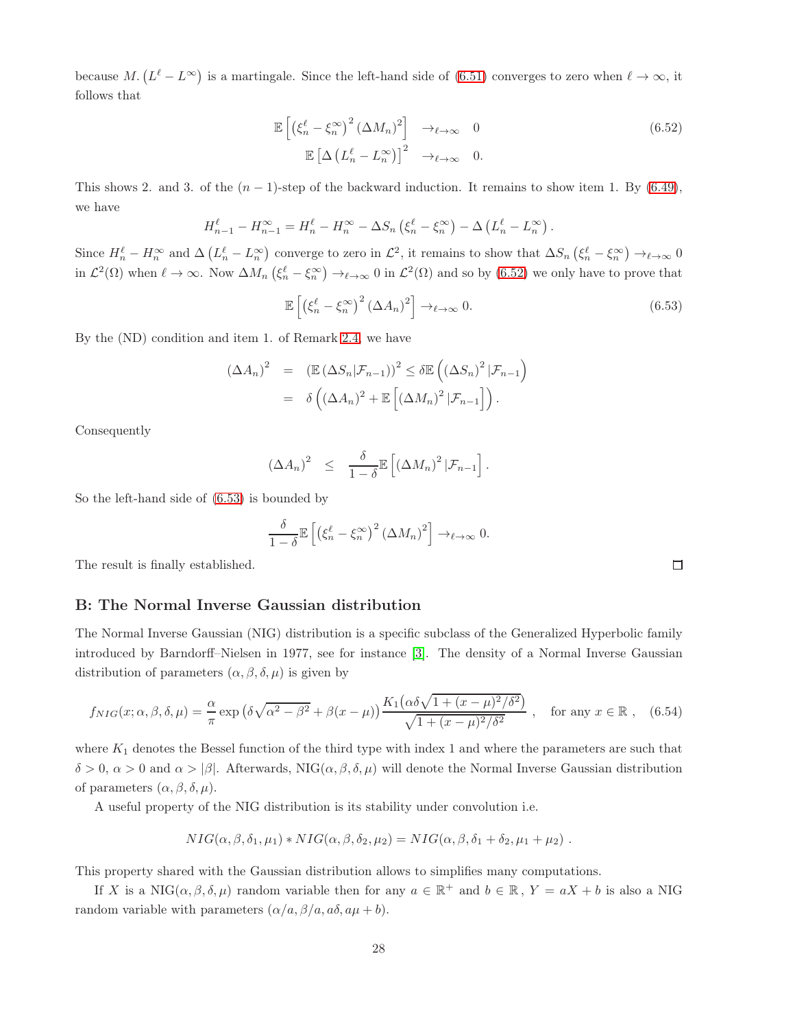because $M.\left(L^{\ell}-L^{\infty}\right)$ is a martingale. Since the left-hand side of (6.51) converges to zero when $\ell \to \infty$, it follows that

$$
\begin{aligned}
\mathbb{E}\left[\left(\xi_n^{\ell}-\xi_n^{\infty}\right)^2\left(\Delta M_n\right)^2\right] &\to_{\ell\to\infty} 0 \\
\mathbb{E}\left[\Delta\left(L_n^{\ell}-L_n^{\infty}\right)\right]^2 &\to_{\ell\to\infty} 0.
\end{aligned}
\tag{6.52}
$$

This shows 2. and 3. of the $(n-1)$-step of the backward induction. It remains to show item 1. By (6.49), we have

$$
H_{n-1}^{\ell}-H_{n-1}^{\infty}=H_n^{\ell}-H_n^{\infty}-\Delta S_n\left(\xi_n^{\ell}-\xi_n^{\infty}\right)-\Delta\left(L_n^{\ell}-L_n^{\infty}\right).
$$

Since $H_n^{\ell}-H_n^{\infty}$ and $\Delta\left(L_n^{\ell}-L_n^{\infty}\right)$ converge to zero in $\mathcal{L}^2$, it remains to show that $\Delta S_n\left(\xi_n^{\ell}-\xi_n^{\infty}\right)\to_{\ell\to\infty} 0$ in $\mathcal{L}^2(\Omega)$ when $\ell\to\infty$. Now $\Delta M_n\left(\xi_n^{\ell}-\xi_n^{\infty}\right)\to_{\ell\to\infty} 0$ in $\mathcal{L}^2(\Omega)$ and so by (6.52) we only have to prove that

$$
\mathbb{E}\left[\left(\xi_n^{\ell}-\xi_n^{\infty}\right)^2\left(\Delta A_n\right)^2\right]\to_{\ell\to\infty} 0. \tag{6.53}
$$

By the (ND) condition and item 1. of Remark 2.4, we have

$$
\begin{aligned}
\left(\Delta A_n\right)^2 &= \left(\mathbb{E}\left(\Delta S_n|\mathcal{F}_{n-1}\right)\right)^2 \leq \delta\mathbb{E}\left(\left(\Delta S_n\right)^2|\mathcal{F}_{n-1}\right) \\
&= \delta\left(\left(\Delta A_n\right)^2+\mathbb{E}\left[\left(\Delta M_n\right)^2|\mathcal{F}_{n-1}\right]\right).
\end{aligned}
$$

Consequently

$$
\left(\Delta A_n\right)^2 \leq \frac{\delta}{1-\delta}\mathbb{E}\left[\left(\Delta M_n\right)^2|\mathcal{F}_{n-1}\right].
$$

So the left-hand side of (6.53) is bounded by

$$
\frac{\delta}{1-\delta}\mathbb{E}\left[\left(\xi_n^{\ell}-\xi_n^{\infty}\right)^2\left(\Delta M_n\right)^2\right]\to_{\ell\to\infty} 0.
$$

The result is finally established. □

## B: The Normal Inverse Gaussian distribution

The Normal Inverse Gaussian (NIG) distribution is a specific subclass of the Generalized Hyperbolic family introduced by Barndorff–Nielsen in 1977, see for instance [3]. The density of a Normal Inverse Gaussian distribution of parameters $(\alpha,\beta,\delta,\mu)$ is given by

$$
f_{NIG}(x;\alpha,\beta,\delta,\mu)=\frac{\alpha}{\pi}\exp\left(\delta\sqrt{\alpha^2-\beta^2}+\beta(x-\mu)\right)\frac{K_1\left(\alpha\delta\sqrt{1+(x-\mu)^2/\delta^2}\right)}{\sqrt{1+(x-\mu)^2/\delta^2}}\ , \quad \text{for any } x\in\mathbb{R}\ , \tag{6.54}
$$

where $K_1$ denotes the Bessel function of the third type with index 1 and where the parameters are such that $\delta>0$, $\alpha>0$ and $\alpha>|\beta|$. Afterwards, NIG$(\alpha,\beta,\delta,\mu)$ will denote the Normal Inverse Gaussian distribution of parameters $(\alpha,\beta,\delta,\mu)$.

A useful property of the NIG distribution is its stability under convolution i.e.

$$
NIG(\alpha,\beta,\delta_1,\mu_1)*NIG(\alpha,\beta,\delta_2,\mu_2)=NIG(\alpha,\beta,\delta_1+\delta_2,\mu_1+\mu_2)\ .
$$

This property shared with the Gaussian distribution allows to simplifies many computations.

If $X$ is a NIG$(\alpha,\beta,\delta,\mu)$ random variable then for any $a\in\mathbb{R}^+$ and $b\in\mathbb{R}$, $Y=aX+b$ is also a NIG random variable with parameters $(\alpha/a,\beta/a,a\delta,a\mu+b)$.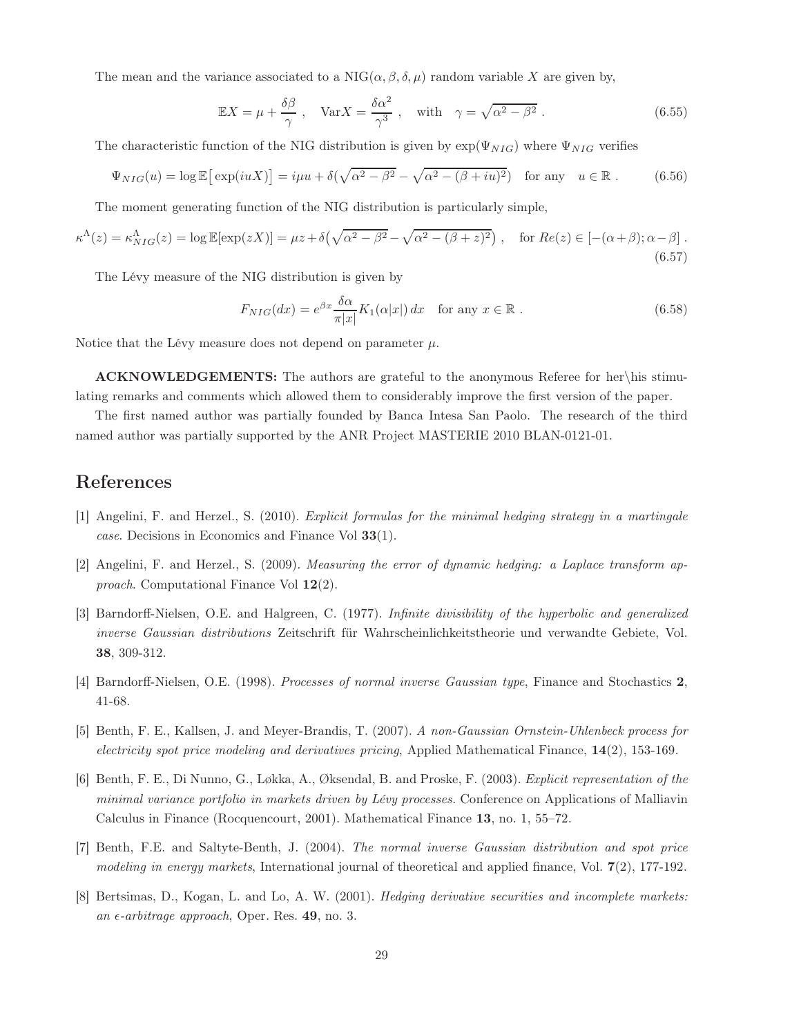The mean and the variance associated to a $\mathrm{NIG}(\alpha, \beta, \delta, \mu)$ random variable $X$ are given by,

$$\mathbb{E}X = \mu + \frac{\delta\beta}{\gamma} \ , \quad \mathrm{Var}X = \frac{\delta\alpha^2}{\gamma^3} \ , \quad \text{with} \quad \gamma = \sqrt{\alpha^2 - \beta^2} \ . \tag{6.55}$$

The characteristic function of the NIG distribution is given by $\exp(\Psi_{NIG})$ where $\Psi_{NIG}$ verifies

$$\Psi_{NIG}(u) = \log \mathbb{E}\big[\exp(iuX)\big] = i\mu u + \delta(\sqrt{\alpha^2 - \beta^2} - \sqrt{\alpha^2 - (\beta + iu)^2}) \quad \text{for any} \quad u \in \mathbb{R} \ . \tag{6.56}$$

The moment generating function of the NIG distribution is particularly simple,

$$\kappa^{\Lambda}(z) = \kappa^{\Lambda}_{NIG}(z) = \log \mathbb{E}[\exp(zX)] = \mu z + \delta\big(\sqrt{\alpha^2 - \beta^2} - \sqrt{\alpha^2 - (\beta + z)^2}\big) \ , \quad \text{for } Re(z) \in [-(\alpha+\beta); \alpha - \beta] \ . \tag{6.57}$$

The Lévy measure of the NIG distribution is given by

$$F_{NIG}(dx) = e^{\beta x} \frac{\delta\alpha}{\pi |x|} K_1(\alpha|x|)\, dx \quad \text{for any } x \in \mathbb{R} \ . \tag{6.58}$$

Notice that the Lévy measure does not depend on parameter $\mu$.

**ACKNOWLEDGEMENTS:** The authors are grateful to the anonymous Referee for her\his stimulating remarks and comments which allowed them to considerably improve the first version of the paper.

The first named author was partially founded by Banca Intesa San Paolo. The research of the third named author was partially supported by the ANR Project MASTERIE 2010 BLAN-0121-01.

# References

[1] Angelini, F. and Herzel., S. (2010). *Explicit formulas for the minimal hedging strategy in a martingale case*. Decisions in Economics and Finance Vol **33**(1).

[2] Angelini, F. and Herzel., S. (2009). *Measuring the error of dynamic hedging: a Laplace transform approach*. Computational Finance Vol **12**(2).

[3] Barndorff-Nielsen, O.E. and Halgreen, C. (1977). *Infinite divisibility of the hyperbolic and generalized inverse Gaussian distributions* Zeitschrift für Wahrscheinlichkeitstheorie und verwandte Gebiete, Vol. **38**, 309-312.

[4] Barndorff-Nielsen, O.E. (1998). *Processes of normal inverse Gaussian type*, Finance and Stochastics **2**, 41-68.

[5] Benth, F. E., Kallsen, J. and Meyer-Brandis, T. (2007). *A non-Gaussian Ornstein-Uhlenbeck process for electricity spot price modeling and derivatives pricing*, Applied Mathematical Finance, **14**(2), 153-169.

[6] Benth, F. E., Di Nunno, G., Løkka, A., Øksendal, B. and Proske, F. (2003). *Explicit representation of the minimal variance portfolio in markets driven by Lévy processes.* Conference on Applications of Malliavin Calculus in Finance (Rocquencourt, 2001). Mathematical Finance **13**, no. 1, 55–72.

[7] Benth, F.E. and Saltyte-Benth, J. (2004). *The normal inverse Gaussian distribution and spot price modeling in energy markets*, International journal of theoretical and applied finance, Vol. **7**(2), 177-192.

[8] Bertsimas, D., Kogan, L. and Lo, A. W. (2001). *Hedging derivative securities and incomplete markets: an $\epsilon$-arbitrage approach*, Oper. Res. **49**, no. 3.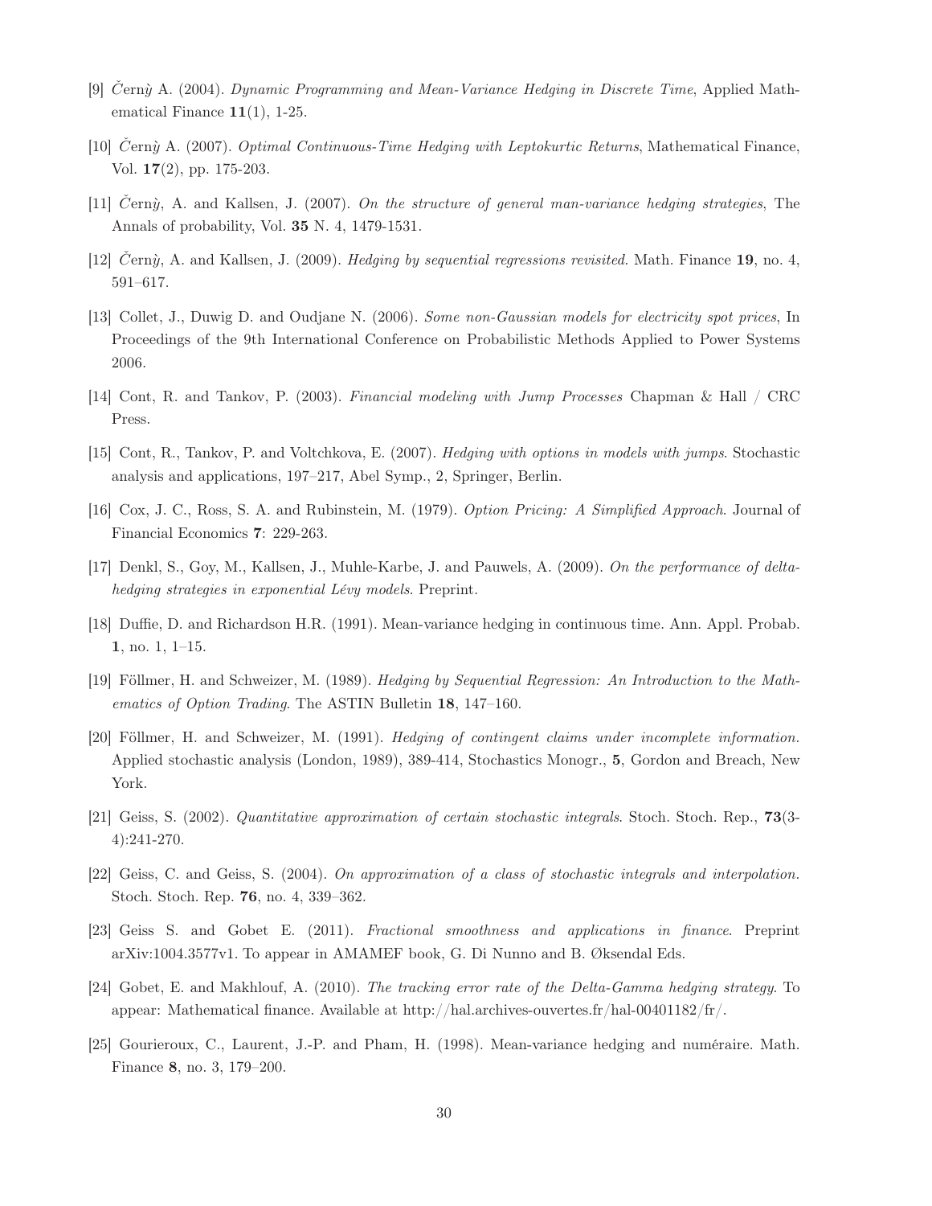[9] Černỳ A. (2004). *Dynamic Programming and Mean-Variance Hedging in Discrete Time*, Applied Mathematical Finance **11**(1), 1-25.

[10] Černỳ A. (2007). *Optimal Continuous-Time Hedging with Leptokurtic Returns*, Mathematical Finance, Vol. **17**(2), pp. 175-203.

[11] Černỳ, A. and Kallsen, J. (2007). *On the structure of general man-variance hedging strategies*, The Annals of probability, Vol. **35** N. 4, 1479-1531.

[12] Černỳ, A. and Kallsen, J. (2009). *Hedging by sequential regressions revisited.* Math. Finance **19**, no. 4, 591–617.

[13] Collet, J., Duwig D. and Oudjane N. (2006). *Some non-Gaussian models for electricity spot prices*, In Proceedings of the 9th International Conference on Probabilistic Methods Applied to Power Systems 2006.

[14] Cont, R. and Tankov, P. (2003). *Financial modeling with Jump Processes* Chapman & Hall / CRC Press.

[15] Cont, R., Tankov, P. and Voltchkova, E. (2007). *Hedging with options in models with jumps*. Stochastic analysis and applications, 197–217, Abel Symp., 2, Springer, Berlin.

[16] Cox, J. C., Ross, S. A. and Rubinstein, M. (1979). *Option Pricing: A Simplified Approach*. Journal of Financial Economics **7**: 229-263.

[17] Denkl, S., Goy, M., Kallsen, J., Muhle-Karbe, J. and Pauwels, A. (2009). *On the performance of delta-hedging strategies in exponential Lévy models*. Preprint.

[18] Duffie, D. and Richardson H.R. (1991). Mean-variance hedging in continuous time. Ann. Appl. Probab. **1**, no. 1, 1–15.

[19] Föllmer, H. and Schweizer, M. (1989). *Hedging by Sequential Regression: An Introduction to the Mathematics of Option Trading*. The ASTIN Bulletin **18**, 147–160.

[20] Föllmer, H. and Schweizer, M. (1991). *Hedging of contingent claims under incomplete information.* Applied stochastic analysis (London, 1989), 389-414, Stochastics Monogr., **5**, Gordon and Breach, New York.

[21] Geiss, S. (2002). *Quantitative approximation of certain stochastic integrals*. Stoch. Stoch. Rep., **73**(3-4):241-270.

[22] Geiss, C. and Geiss, S. (2004). *On approximation of a class of stochastic integrals and interpolation.* Stoch. Stoch. Rep. **76**, no. 4, 339–362.

[23] Geiss S. and Gobet E. (2011). *Fractional smoothness and applications in finance*. Preprint arXiv:1004.3577v1. To appear in AMAMEF book, G. Di Nunno and B. Øksendal Eds.

[24] Gobet, E. and Makhlouf, A. (2010). *The tracking error rate of the Delta-Gamma hedging strategy*. To appear: Mathematical finance. Available at http://hal.archives-ouvertes.fr/hal-00401182/fr/.

[25] Gourieroux, C., Laurent, J.-P. and Pham, H. (1998). Mean-variance hedging and numéraire. Math. Finance **8**, no. 3, 179–200.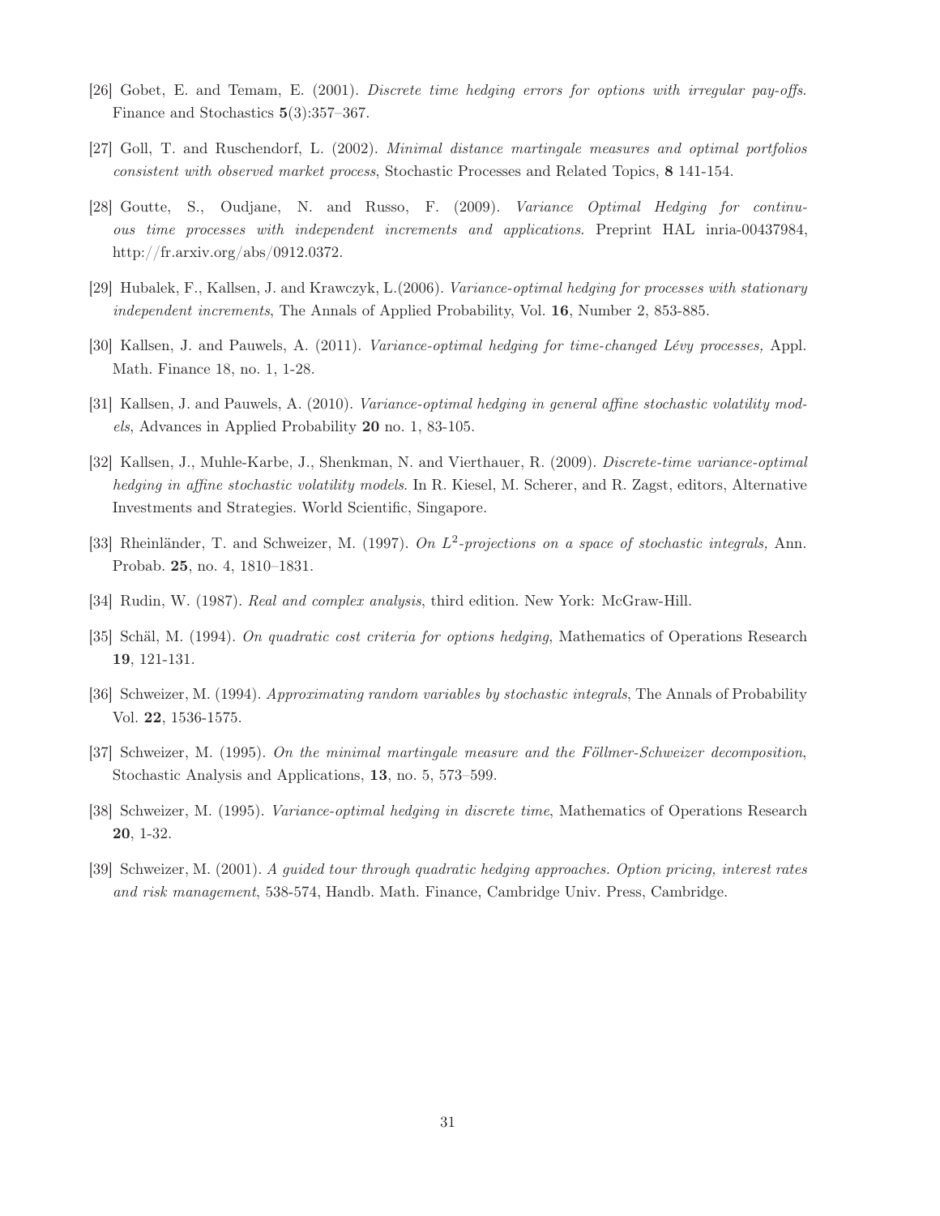[26] Gobet, E. and Temam, E. (2001). *Discrete time hedging errors for options with irregular pay-offs*. Finance and Stochastics **5**(3):357–367.

[27] Goll, T. and Ruschendorf, L. (2002). *Minimal distance martingale measures and optimal portfolios consistent with observed market process*, Stochastic Processes and Related Topics, **8** 141-154.

[28] Goutte, S., Oudjane, N. and Russo, F. (2009). *Variance Optimal Hedging for continuous time processes with independent increments and applications*. Preprint HAL inria-00437984, http://fr.arxiv.org/abs/0912.0372.

[29] Hubalek, F., Kallsen, J. and Krawczyk, L.(2006). *Variance-optimal hedging for processes with stationary independent increments*, The Annals of Applied Probability, Vol. **16**, Number 2, 853-885.

[30] Kallsen, J. and Pauwels, A. (2011). *Variance-optimal hedging for time-changed Lévy processes,* Appl. Math. Finance 18, no. 1, 1-28.

[31] Kallsen, J. and Pauwels, A. (2010). *Variance-optimal hedging in general affine stochastic volatility models*, Advances in Applied Probability **20** no. 1, 83-105.

[32] Kallsen, J., Muhle-Karbe, J., Shenkman, N. and Vierthauer, R. (2009). *Discrete-time variance-optimal hedging in affine stochastic volatility models*. In R. Kiesel, M. Scherer, and R. Zagst, editors, Alternative Investments and Strategies. World Scientific, Singapore.

[33] Rheinländer, T. and Schweizer, M. (1997). *On $L^2$-projections on a space of stochastic integrals,* Ann. Probab. **25**, no. 4, 1810–1831.

[34] Rudin, W. (1987). *Real and complex analysis*, third edition. New York: McGraw-Hill.

[35] Schäl, M. (1994). *On quadratic cost criteria for options hedging*, Mathematics of Operations Research **19**, 121-131.

[36] Schweizer, M. (1994). *Approximating random variables by stochastic integrals*, The Annals of Probability Vol. **22**, 1536-1575.

[37] Schweizer, M. (1995). *On the minimal martingale measure and the Föllmer-Schweizer decomposition*, Stochastic Analysis and Applications, **13**, no. 5, 573–599.

[38] Schweizer, M. (1995). *Variance-optimal hedging in discrete time*, Mathematics of Operations Research **20**, 1-32.

[39] Schweizer, M. (2001). *A guided tour through quadratic hedging approaches. Option pricing, interest rates and risk management*, 538-574, Handb. Math. Finance, Cambridge Univ. Press, Cambridge.